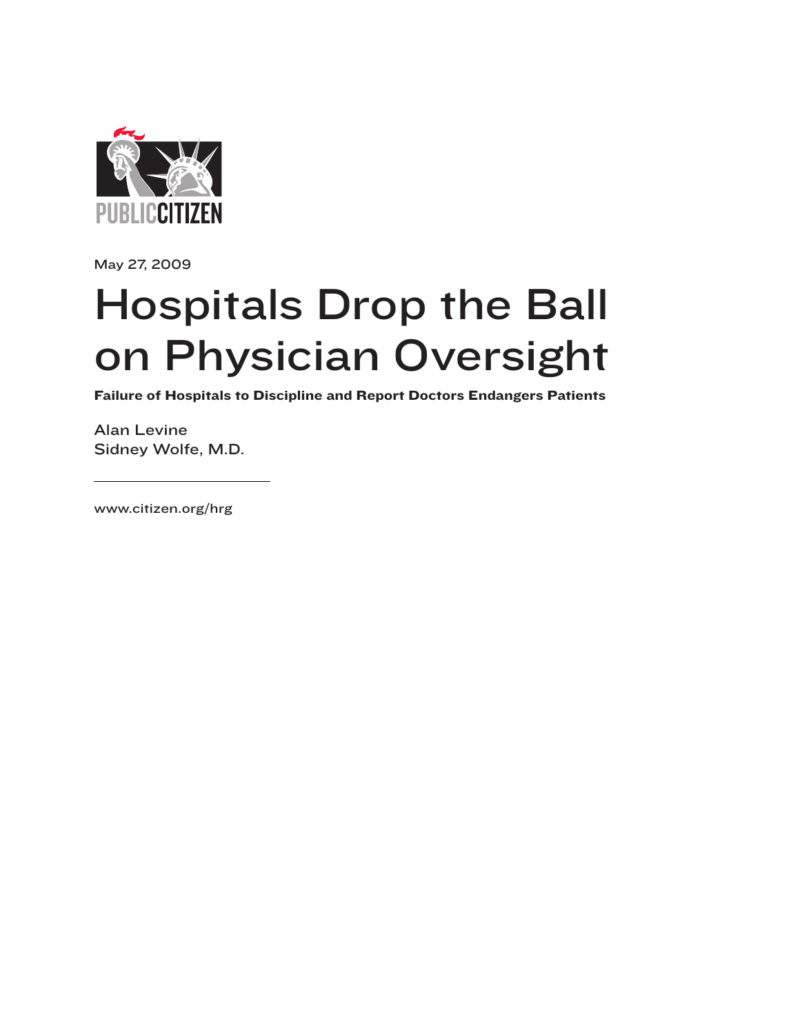PUBLIC CITIZEN

May 27, 2009

# Hospitals Drop the Ball on Physician Oversight

**Failure of Hospitals to Discipline and Report Doctors Endangers Patients**

Alan Levine
Sidney Wolfe, M.D.

www.citizen.org/hrg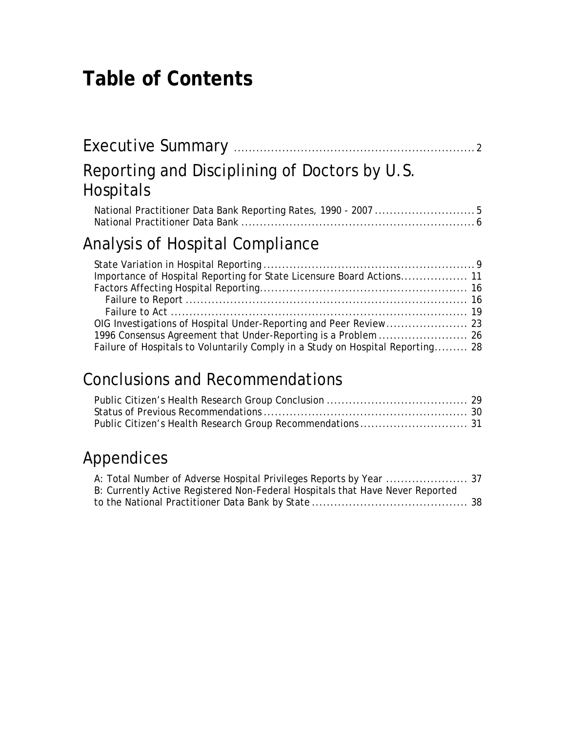# Table of Contents

## Executive Summary ........................................................................ 2

## Reporting and Disciplining of Doctors by U.S. Hospitals

National Practitioner Data Bank Reporting Rates, 1990 - 2007 .......................... 5
National Practitioner Data Bank .............................................................. 6

## Analysis of Hospital Compliance

State Variation in Hospital Reporting ........................................................ 9
Importance of Hospital Reporting for State Licensure Board Actions.................. 11
Factors Affecting Hospital Reporting....................................................... 16
   Failure to Report .......................................................................... 16
   Failure to Act .............................................................................. 19
OIG Investigations of Hospital Under-Reporting and Peer Review...................... 23
1996 Consensus Agreement that Under-Reporting is a Problem ........................ 26
Failure of Hospitals to Voluntarily Comply in a Study on Hospital Reporting......... 28

## Conclusions and Recommendations

Public Citizen's Health Research Group Conclusion ..................................... 29
Status of Previous Recommendations ...................................................... 30
Public Citizen's Health Research Group Recommendations ............................ 31

## Appendices

A: Total Number of Adverse Hospital Privileges Reports by Year ...................... 37
B: Currently Active Registered Non-Federal Hospitals that Have Never Reported to the National Practitioner Data Bank by State ......................................... 38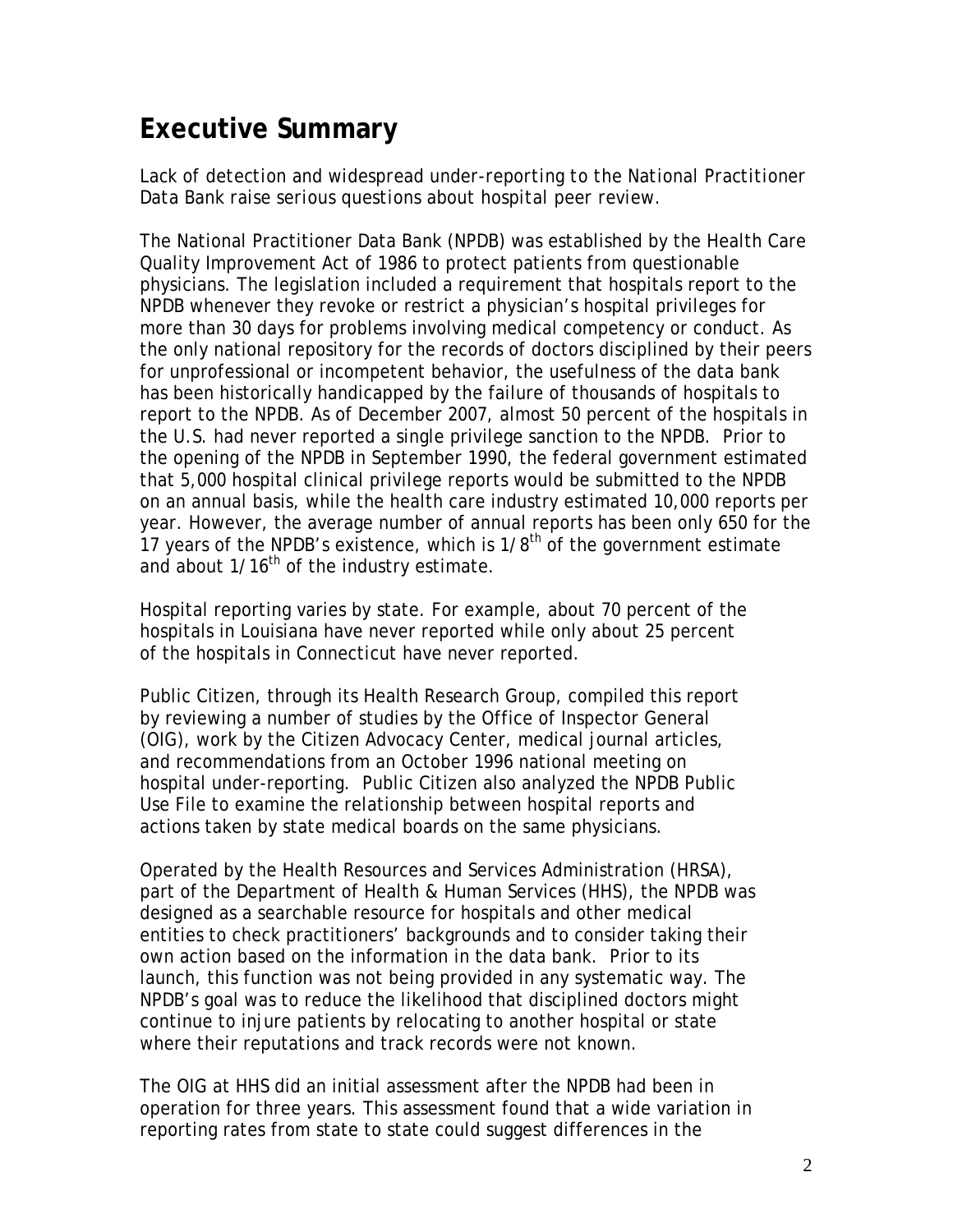# Executive Summary

*Lack of detection and widespread under-reporting to the National Practitioner Data Bank raise serious questions about hospital peer review.*

The National Practitioner Data Bank (NPDB) was established by the Health Care Quality Improvement Act of 1986 to protect patients from questionable physicians. The legislation included a requirement that hospitals report to the NPDB whenever they revoke or restrict a physician's hospital privileges for more than 30 days for problems involving medical competency or conduct. As the only national repository for the records of doctors disciplined by their peers for unprofessional or incompetent behavior, the usefulness of the data bank has been historically handicapped by the failure of thousands of hospitals to report to the NPDB. As of December 2007, almost 50 percent of the hospitals in the U.S. had never reported a single privilege sanction to the NPDB. Prior to the opening of the NPDB in September 1990, the federal government estimated that 5,000 hospital clinical privilege reports would be submitted to the NPDB on an annual basis, while the health care industry estimated 10,000 reports per year. However, the average number of annual reports has been only 650 for the 17 years of the NPDB's existence, which is 1/8th of the government estimate and about 1/16th of the industry estimate.

Hospital reporting varies by state. For example, about 70 percent of the hospitals in Louisiana have never reported while only about 25 percent of the hospitals in Connecticut have never reported.

Public Citizen, through its Health Research Group, compiled this report by reviewing a number of studies by the Office of Inspector General (OIG), work by the Citizen Advocacy Center, medical journal articles, and recommendations from an October 1996 national meeting on hospital under-reporting. Public Citizen also analyzed the NPDB Public Use File to examine the relationship between hospital reports and actions taken by state medical boards on the same physicians.

Operated by the Health Resources and Services Administration (HRSA), part of the Department of Health & Human Services (HHS), the NPDB was designed as a searchable resource for hospitals and other medical entities to check practitioners' backgrounds and to consider taking their own action based on the information in the data bank. Prior to its launch, this function was not being provided in any systematic way. The NPDB's goal was to reduce the likelihood that disciplined doctors might continue to injure patients by relocating to another hospital or state where their reputations and track records were not known.

The OIG at HHS did an initial assessment after the NPDB had been in operation for three years. This assessment found that a wide variation in reporting rates from state to state could suggest differences in the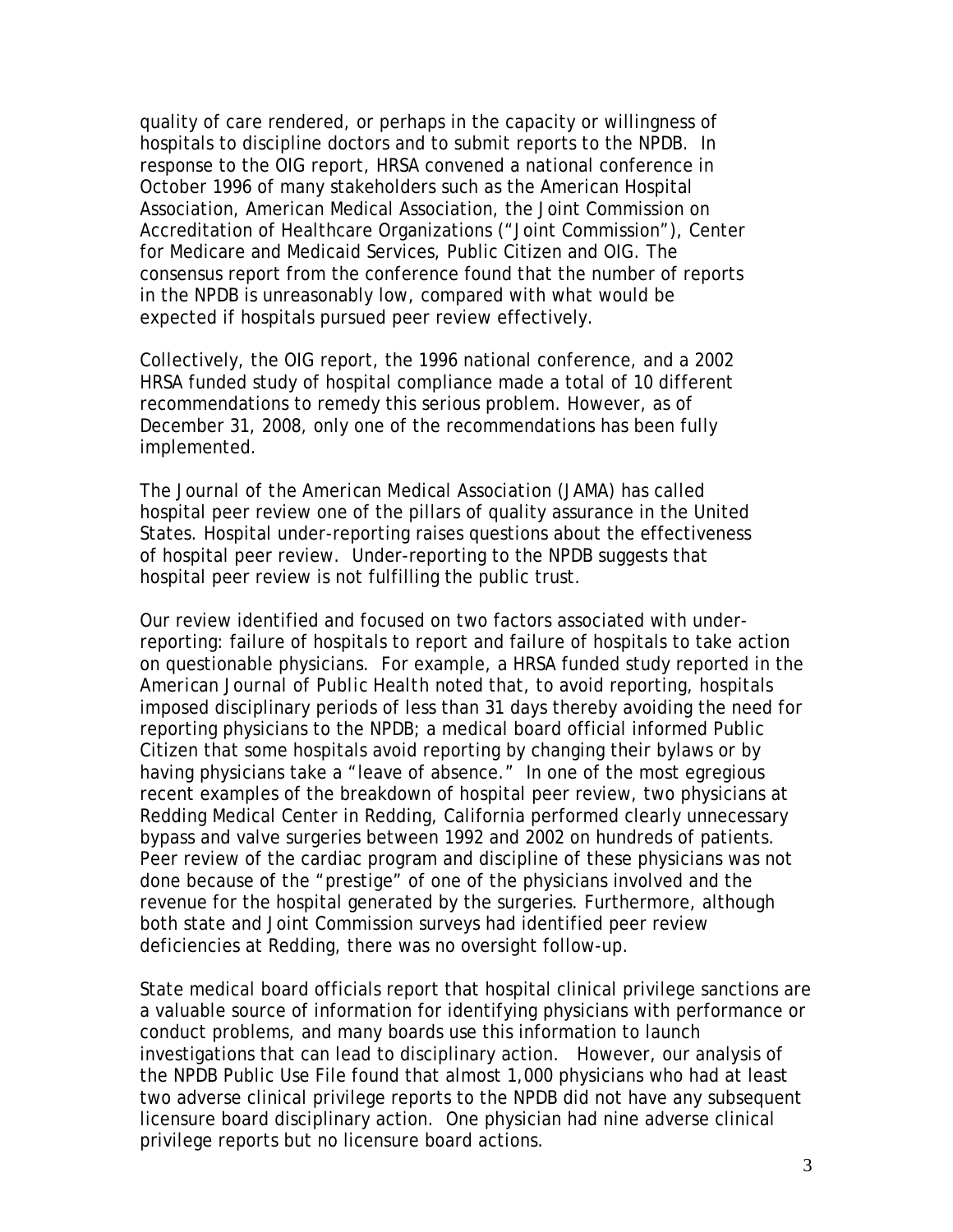quality of care rendered, or perhaps in the capacity or willingness of hospitals to discipline doctors and to submit reports to the NPDB. In response to the OIG report, HRSA convened a national conference in October 1996 of many stakeholders such as the American Hospital Association, American Medical Association, the Joint Commission on Accreditation of Healthcare Organizations ("Joint Commission"), Center for Medicare and Medicaid Services, Public Citizen and OIG. The consensus report from the conference found that the number of reports in the NPDB is unreasonably low, compared with what would be expected if hospitals pursued peer review effectively.

Collectively, the OIG report, the 1996 national conference, and a 2002 HRSA funded study of hospital compliance made a total of 10 different recommendations to remedy this serious problem. However, as of December 31, 2008, only one of the recommendations has been fully implemented.

The *Journal of the American Medical Association* (JAMA) has called hospital peer review one of the pillars of quality assurance in the United States. Hospital under-reporting raises questions about the effectiveness of hospital peer review. Under-reporting to the NPDB suggests that hospital peer review is not fulfilling the public trust.

Our review identified and focused on two factors associated with under-reporting: failure of hospitals to report and failure of hospitals to take action on questionable physicians. For example, a HRSA funded study reported in the *American Journal of Public Health* noted that, to avoid reporting, hospitals imposed disciplinary periods of less than 31 days thereby avoiding the need for reporting physicians to the NPDB; a medical board official informed Public Citizen that some hospitals avoid reporting by changing their bylaws or by having physicians take a "leave of absence." In one of the most egregious recent examples of the breakdown of hospital peer review, two physicians at Redding Medical Center in Redding, California performed clearly unnecessary bypass and valve surgeries between 1992 and 2002 on hundreds of patients. Peer review of the cardiac program and discipline of these physicians was not done because of the "prestige" of one of the physicians involved and the revenue for the hospital generated by the surgeries. Furthermore, although both state and Joint Commission surveys had identified peer review deficiencies at Redding, there was no oversight follow-up.

State medical board officials report that hospital clinical privilege sanctions are a valuable source of information for identifying physicians with performance or conduct problems, and many boards use this information to launch investigations that can lead to disciplinary action. However, our analysis of the NPDB Public Use File found that almost 1,000 physicians who had at least two adverse clinical privilege reports to the NPDB did not have any subsequent licensure board disciplinary action. One physician had nine adverse clinical privilege reports but no licensure board actions.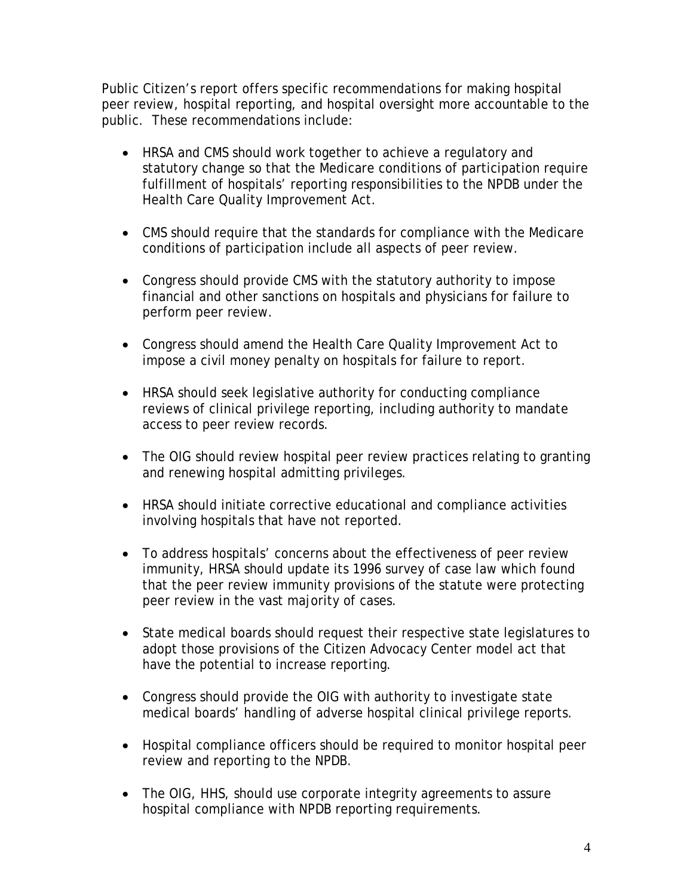Public Citizen's report offers specific recommendations for making hospital peer review, hospital reporting, and hospital oversight more accountable to the public. These recommendations include:

- HRSA and CMS should work together to achieve a regulatory and statutory change so that the Medicare conditions of participation require fulfillment of hospitals' reporting responsibilities to the NPDB under the Health Care Quality Improvement Act.

- CMS should require that the standards for compliance with the Medicare conditions of participation include all aspects of peer review.

- Congress should provide CMS with the statutory authority to impose financial and other sanctions on hospitals and physicians for failure to perform peer review.

- Congress should amend the Health Care Quality Improvement Act to impose a civil money penalty on hospitals for failure to report.

- HRSA should seek legislative authority for conducting compliance reviews of clinical privilege reporting, including authority to mandate access to peer review records.

- The OIG should review hospital peer review practices relating to granting and renewing hospital admitting privileges.

- HRSA should initiate corrective educational and compliance activities involving hospitals that have not reported.

- To address hospitals' concerns about the effectiveness of peer review immunity, HRSA should update its 1996 survey of case law which found that the peer review immunity provisions of the statute were protecting peer review in the vast majority of cases.

- State medical boards should request their respective state legislatures to adopt those provisions of the Citizen Advocacy Center model act that have the potential to increase reporting.

- Congress should provide the OIG with authority to investigate state medical boards' handling of adverse hospital clinical privilege reports.

- Hospital compliance officers should be required to monitor hospital peer review and reporting to the NPDB.

- The OIG, HHS, should use corporate integrity agreements to assure hospital compliance with NPDB reporting requirements.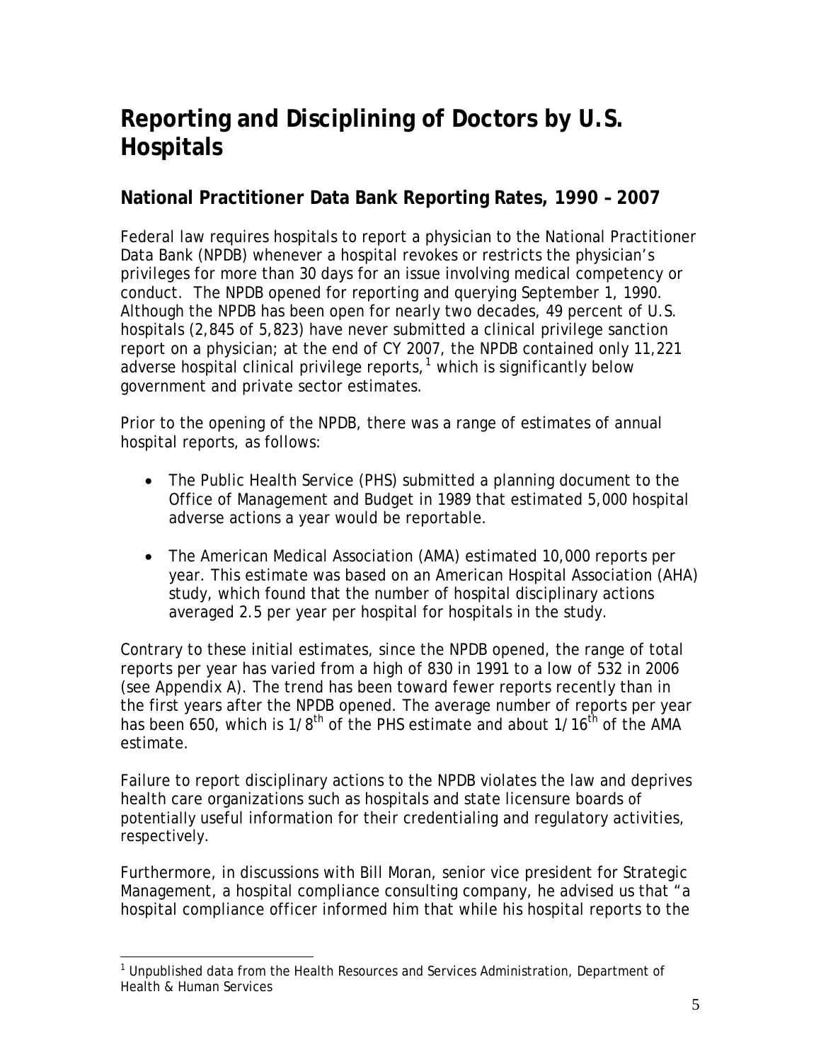# Reporting and Disciplining of Doctors by U.S. Hospitals

## National Practitioner Data Bank Reporting Rates, 1990 – 2007

Federal law requires hospitals to report a physician to the National Practitioner Data Bank (NPDB) whenever a hospital revokes or restricts the physician's privileges for more than 30 days for an issue involving medical competency or conduct. The NPDB opened for reporting and querying September 1, 1990. Although the NPDB has been open for nearly two decades, 49 percent of U.S. hospitals (2,845 of 5,823) have never submitted a clinical privilege sanction report on a physician; at the end of CY 2007, the NPDB contained only 11,221 adverse hospital clinical privilege reports,[1] which is significantly below government and private sector estimates.

Prior to the opening of the NPDB, there was a range of estimates of annual hospital reports, as follows:

- The Public Health Service (PHS) submitted a planning document to the Office of Management and Budget in 1989 that estimated 5,000 hospital adverse actions a year would be reportable.
- The American Medical Association (AMA) estimated 10,000 reports per year. This estimate was based on an American Hospital Association (AHA) study, which found that the number of hospital disciplinary actions averaged 2.5 per year per hospital for hospitals in the study.

Contrary to these initial estimates, since the NPDB opened, the range of total reports per year has varied from a high of 830 in 1991 to a low of 532 in 2006 (see Appendix A). The trend has been toward fewer reports recently than in the first years after the NPDB opened. The average number of reports per year has been 650, which is 1/8th of the PHS estimate and about 1/16th of the AMA estimate.

Failure to report disciplinary actions to the NPDB violates the law and deprives health care organizations such as hospitals and state licensure boards of potentially useful information for their credentialing and regulatory activities, respectively.

Furthermore, in discussions with Bill Moran, senior vice president for Strategic Management, a hospital compliance consulting company, he advised us that "a hospital compliance officer informed him that while his hospital reports to the

---

[1] Unpublished data from the Health Resources and Services Administration, Department of Health & Human Services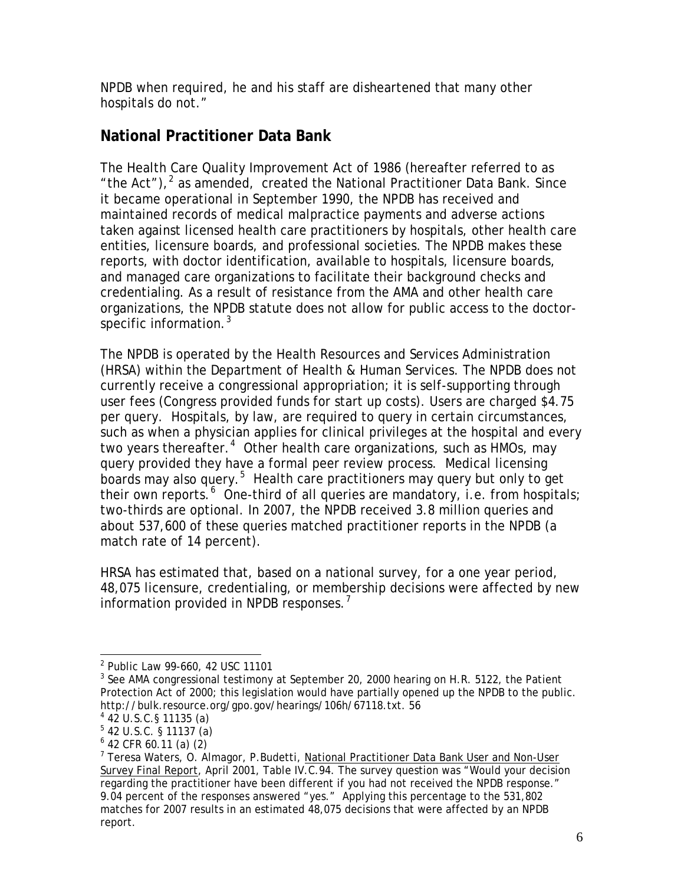NPDB when required, he and his staff are disheartened that many other hospitals do not."

## National Practitioner Data Bank

The Health Care Quality Improvement Act of 1986 (hereafter referred to as "the Act"),[2] as amended, created the National Practitioner Data Bank. Since it became operational in September 1990, the NPDB has received and maintained records of medical malpractice payments and adverse actions taken against licensed health care practitioners by hospitals, other health care entities, licensure boards, and professional societies. The NPDB makes these reports, with doctor identification, available to hospitals, licensure boards, and managed care organizations to facilitate their background checks and credentialing. As a result of resistance from the AMA and other health care organizations, the NPDB statute does not allow for public access to the doctor-specific information.[3]

The NPDB is operated by the Health Resources and Services Administration (HRSA) within the Department of Health & Human Services. The NPDB does not currently receive a congressional appropriation; it is self-supporting through user fees (Congress provided funds for start up costs). Users are charged $4.75 per query. Hospitals, by law, are required to query in certain circumstances, such as when a physician applies for clinical privileges at the hospital and every two years thereafter.[4] Other health care organizations, such as HMOs, may query provided they have a formal peer review process. Medical licensing boards may also query.[5] Health care practitioners may query but only to get their own reports.[6] One-third of all queries are mandatory, i.e. from hospitals; two-thirds are optional. In 2007, the NPDB received 3.8 million queries and about 537,600 of these queries matched practitioner reports in the NPDB (a match rate of 14 percent).

HRSA has estimated that, based on a national survey, for a one year period, 48,075 licensure, credentialing, or membership decisions were affected by new information provided in NPDB responses.[7]

---

[2] Public Law 99-660, 42 USC 11101

[3] See AMA congressional testimony at September 20, 2000 hearing on H.R. 5122, the Patient Protection Act of 2000; this legislation would have partially opened up the NPDB to the public. http://bulk.resource.org/gpo.gov/hearings/106h/67118.txt. 56

[4] 42 U.S.C.§ 11135 (a)

[5] 42 U.S.C. § 11137 (a)

[6] 42 CFR 60.11 (a) (2)

[7] Teresa Waters, O. Almagor, P.Budetti, National Practitioner Data Bank User and Non-User Survey Final Report, April 2001, Table IV.C.94. The survey question was "Would your decision regarding the practitioner have been different if you had not received the NPDB response." 9.04 percent of the responses answered "yes." Applying this percentage to the 531,802 matches for 2007 results in an estimated 48,075 decisions that were affected by an NPDB report.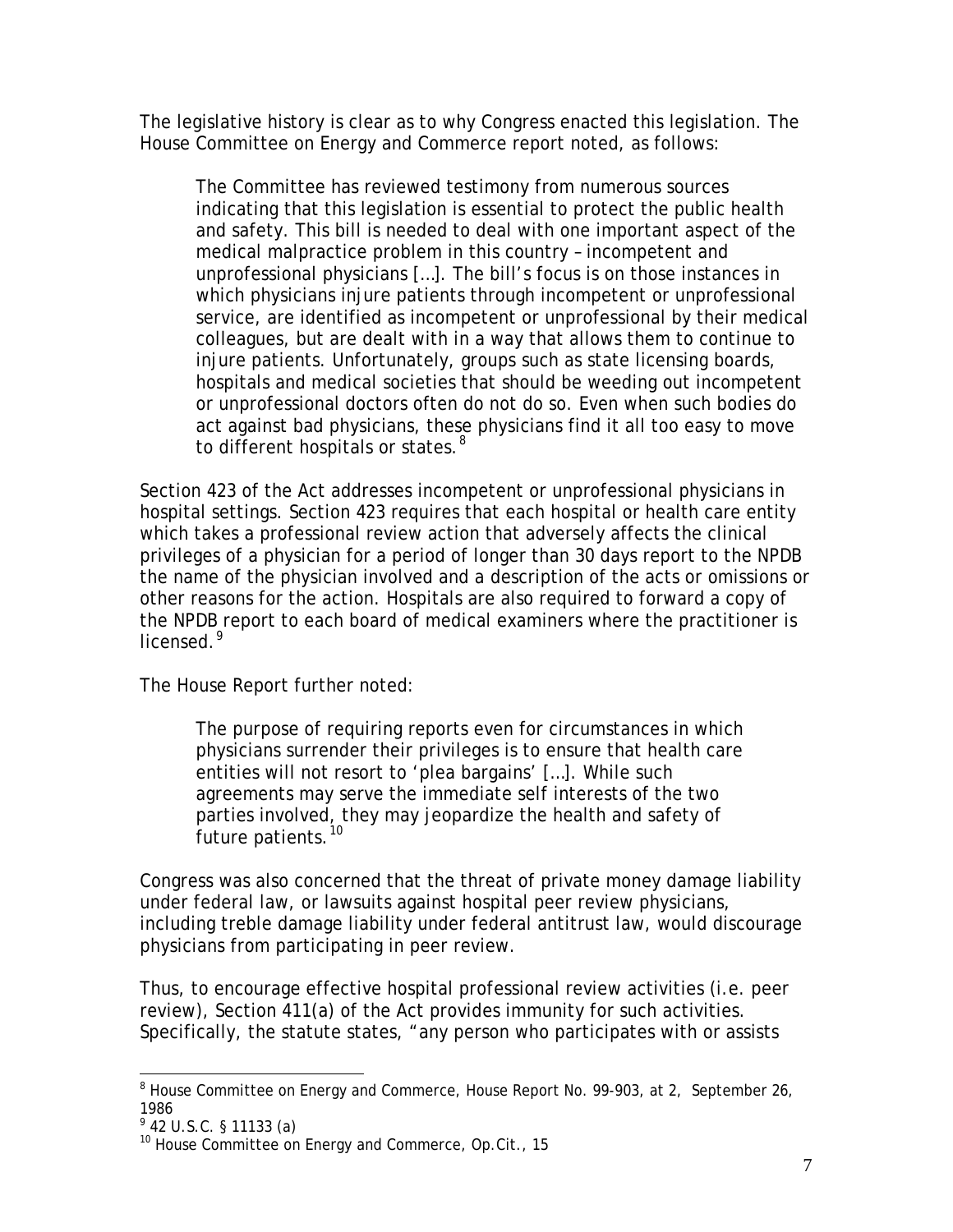The legislative history is clear as to why Congress enacted this legislation. The House Committee on Energy and Commerce report noted, as follows:

> The Committee has reviewed testimony from numerous sources indicating that this legislation is essential to protect the public health and safety. This bill is needed to deal with one important aspect of the medical malpractice problem in this country – incompetent and unprofessional physicians […]. The bill's focus is on those instances in which physicians injure patients through incompetent or unprofessional service, are identified as incompetent or unprofessional by their medical colleagues, but are dealt with in a way that allows them to continue to injure patients. Unfortunately, groups such as state licensing boards, hospitals and medical societies that should be weeding out incompetent or unprofessional doctors often do not do so. Even when such bodies do act against bad physicians, these physicians find it all too easy to move to different hospitals or states.[8]

Section 423 of the Act addresses incompetent or unprofessional physicians in hospital settings. Section 423 requires that each hospital or health care entity which takes a professional review action that adversely affects the clinical privileges of a physician for a period of longer than 30 days report to the NPDB the name of the physician involved and a description of the acts or omissions or other reasons for the action. Hospitals are also required to forward a copy of the NPDB report to each board of medical examiners where the practitioner is licensed.[9]

The House Report further noted:

> The purpose of requiring reports even for circumstances in which physicians surrender their privileges is to ensure that health care entities will not resort to 'plea bargains' […]. While such agreements may serve the immediate self interests of the two parties involved, they may jeopardize the health and safety of future patients.[10]

Congress was also concerned that the threat of private money damage liability under federal law, or lawsuits against hospital peer review physicians, including treble damage liability under federal antitrust law, would discourage physicians from participating in peer review.

Thus, to encourage effective hospital professional review activities (i.e. peer review), Section 411(a) of the Act provides immunity for such activities. Specifically, the statute states, "any person who participates with or assists

---

[8] House Committee on Energy and Commerce, House Report No. 99-903, at 2, September 26, 1986

[9] 42 U.S.C. § 11133 (a)

[10] House Committee on Energy and Commerce, Op.Cit., 15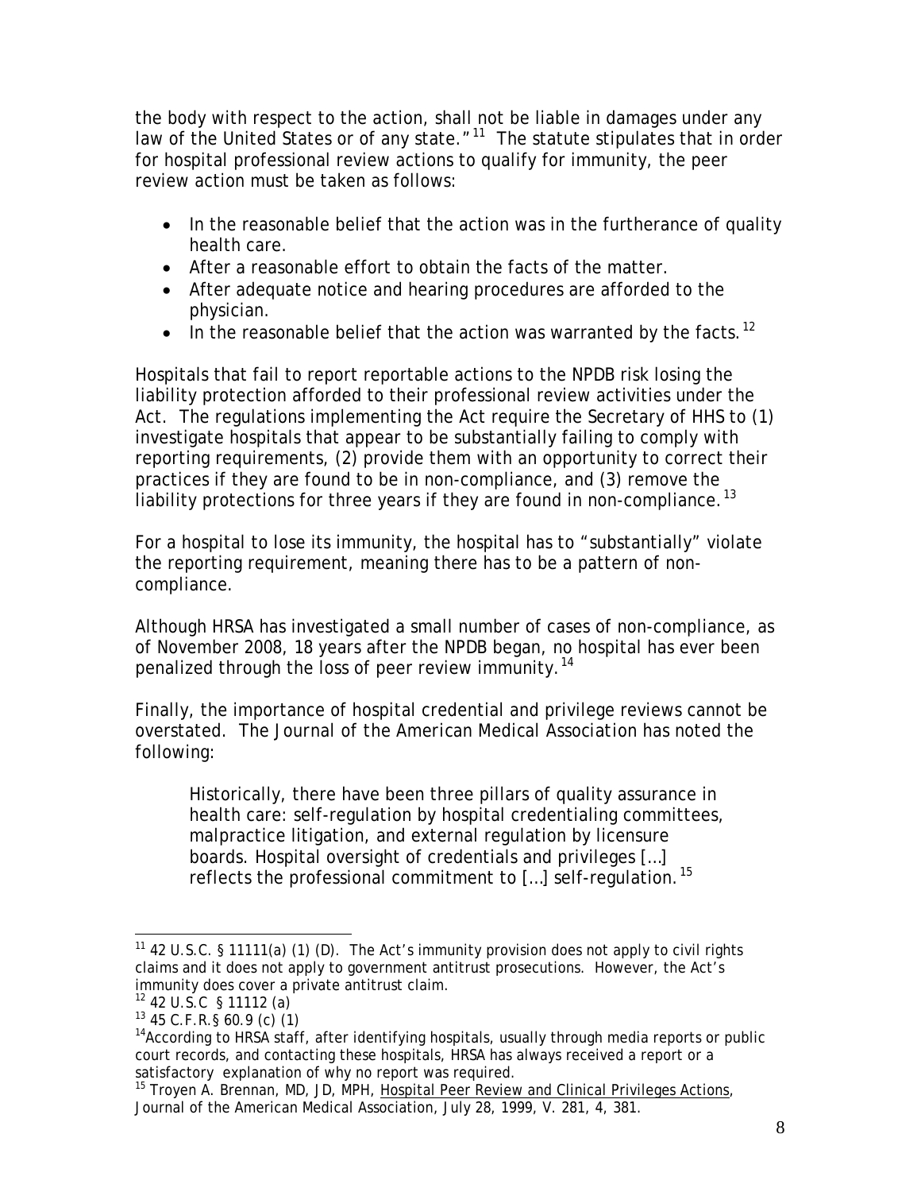the body with respect to the action, shall not be liable in damages under any law of the United States or of any state."[11] The statute stipulates that in order for hospital professional review actions to qualify for immunity, the peer review action must be taken as follows:

- In the reasonable belief that the action was in the furtherance of quality health care.
- After a reasonable effort to obtain the facts of the matter.
- After adequate notice and hearing procedures are afforded to the physician.
- In the reasonable belief that the action was warranted by the facts.[12]

Hospitals that fail to report reportable actions to the NPDB risk losing the liability protection afforded to their professional review activities under the Act. The regulations implementing the Act require the Secretary of HHS to (1) investigate hospitals that appear to be substantially failing to comply with reporting requirements, (2) provide them with an opportunity to correct their practices if they are found to be in non-compliance, and (3) remove the liability protections for three years if they are found in non-compliance.[13]

For a hospital to lose its immunity, the hospital has to "substantially" violate the reporting requirement, meaning there has to be a pattern of non-compliance.

Although HRSA has investigated a small number of cases of non-compliance, as of November 2008, 18 years after the NPDB began, no hospital has ever been penalized through the loss of peer review immunity.[14]

Finally, the importance of hospital credential and privilege reviews cannot be overstated. *The Journal of the American Medical Association* has noted the following:

> Historically, there have been three pillars of quality assurance in health care: self-regulation by hospital credentialing committees, malpractice litigation, and external regulation by licensure boards. Hospital oversight of credentials and privileges [...] reflects the professional commitment to [...] self-regulation.[15]

---

[11] 42 U.S.C. § 11111(a) (1) (D). The Act's immunity provision does not apply to civil rights claims and it does not apply to government antitrust prosecutions. However, the Act's immunity does cover a private antitrust claim.

[12] 42 U.S.C § 11112 (a)

[13] 45 C.F.R.§ 60.9 (c) (1)

[14] According to HRSA staff, after identifying hospitals, usually through media reports or public court records, and contacting these hospitals, HRSA has always received a report or a satisfactory explanation of why no report was required.

[15] Troyen A. Brennan, MD, JD, MPH, Hospital Peer Review and Clinical Privileges Actions, Journal of the American Medical Association, July 28, 1999, V. 281, 4, 381.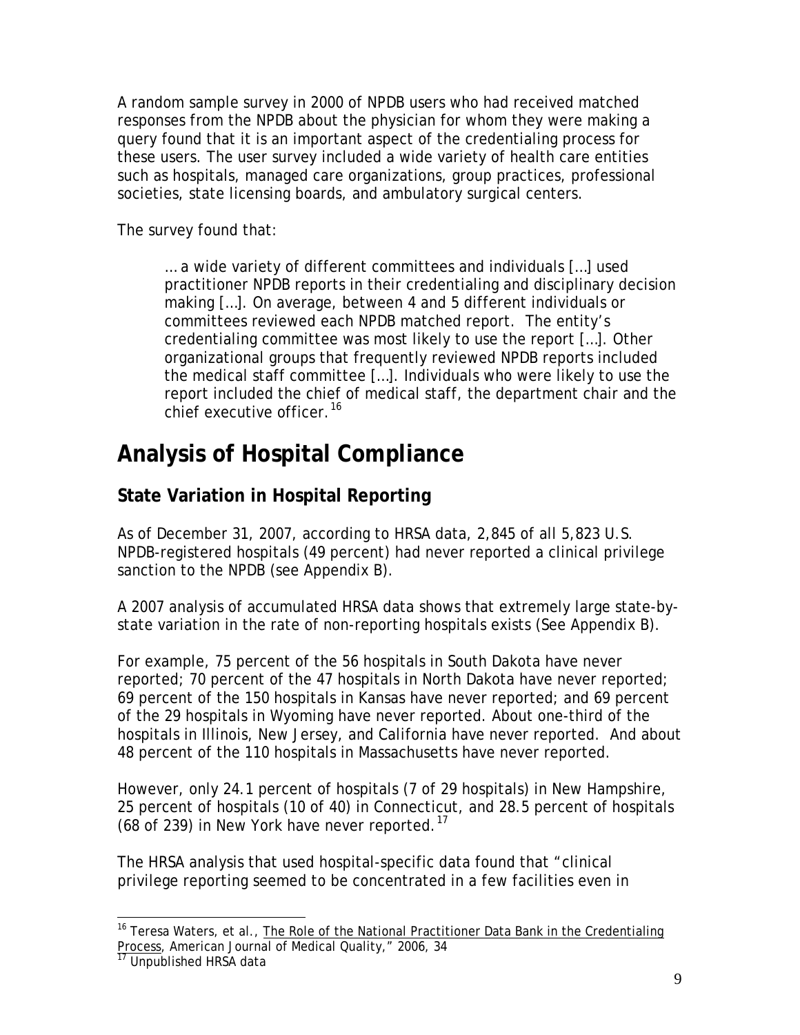A random sample survey in 2000 of NPDB users who had received matched responses from the NPDB about the physician for whom they were making a query found that it is an important aspect of the credentialing process for these users. The user survey included a wide variety of health care entities such as hospitals, managed care organizations, group practices, professional societies, state licensing boards, and ambulatory surgical centers.

The survey found that:

> … a wide variety of different committees and individuals […] used practitioner NPDB reports in their credentialing and disciplinary decision making […]. On average, between 4 and 5 different individuals or committees reviewed each NPDB matched report. The entity's credentialing committee was most likely to use the report […]. Other organizational groups that frequently reviewed NPDB reports included the medical staff committee […]. Individuals who were likely to use the report included the chief of medical staff, the department chair and the chief executive officer.[16]

# Analysis of Hospital Compliance

## State Variation in Hospital Reporting

As of December 31, 2007, according to HRSA data, 2,845 of all 5,823 U.S. NPDB-registered hospitals (49 percent) had never reported a clinical privilege sanction to the NPDB (see Appendix B).

A 2007 analysis of accumulated HRSA data shows that extremely large state-by-state variation in the rate of non-reporting hospitals exists (See Appendix B).

For example, 75 percent of the 56 hospitals in South Dakota have never reported; 70 percent of the 47 hospitals in North Dakota have never reported; 69 percent of the 150 hospitals in Kansas have never reported; and 69 percent of the 29 hospitals in Wyoming have never reported. About one-third of the hospitals in Illinois, New Jersey, and California have never reported. And about 48 percent of the 110 hospitals in Massachusetts have never reported.

However, only 24.1 percent of hospitals (7 of 29 hospitals) in New Hampshire, 25 percent of hospitals (10 of 40) in Connecticut, and 28.5 percent of hospitals (68 of 239) in New York have never reported.[17]

The HRSA analysis that used hospital-specific data found that "clinical privilege reporting seemed to be concentrated in a few facilities even in

---

[16] Teresa Waters, et al., The Role of the National Practitioner Data Bank in the Credentialing Process, American Journal of Medical Quality," 2006, 34

[17] Unpublished HRSA data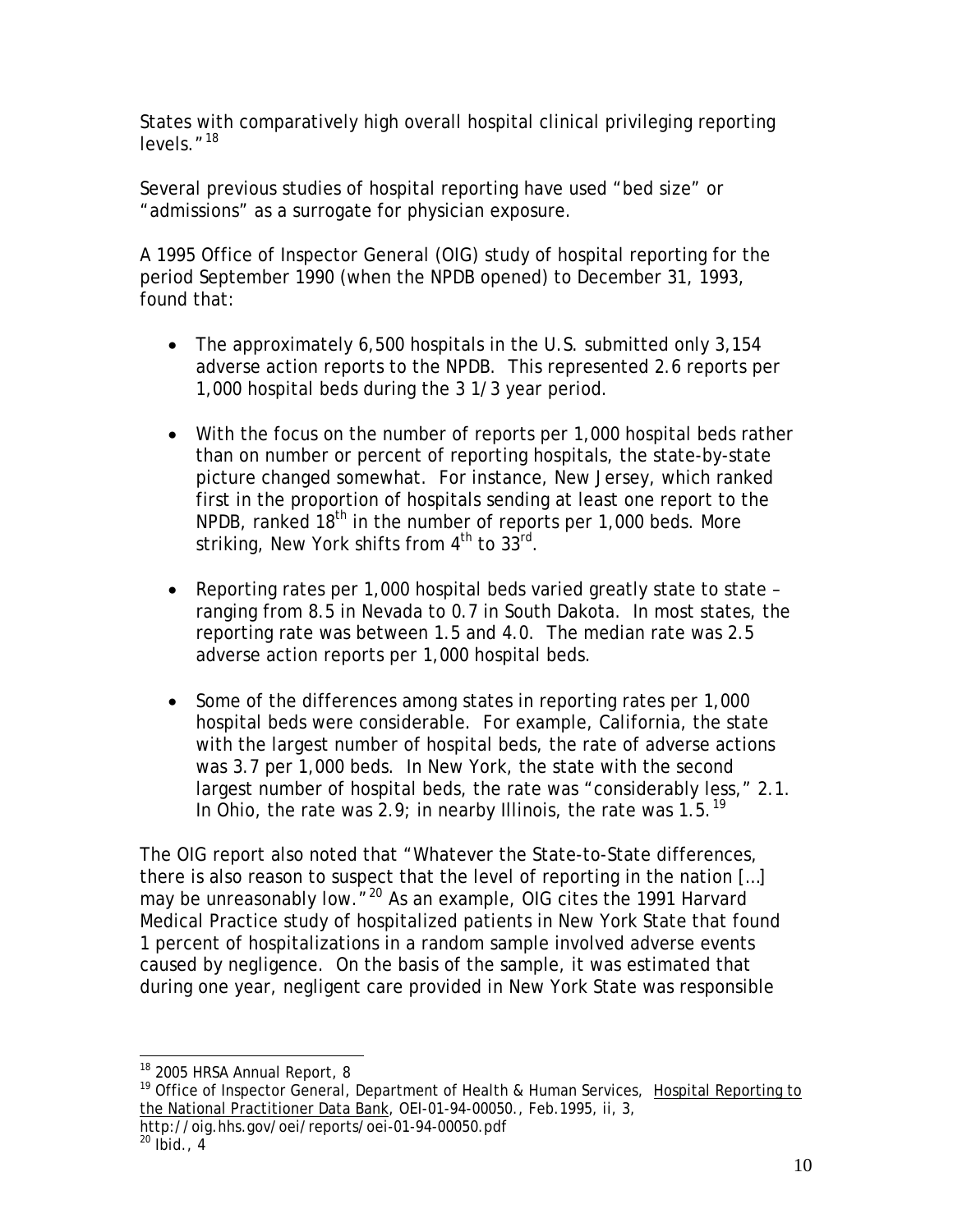States with comparatively high overall hospital clinical privileging reporting levels."[18]

Several previous studies of hospital reporting have used "bed size" or "admissions" as a surrogate for physician exposure.

A 1995 Office of Inspector General (OIG) study of hospital reporting for the period September 1990 (when the NPDB opened) to December 31, 1993, found that:

- The approximately 6,500 hospitals in the U.S. submitted only 3,154 adverse action reports to the NPDB. This represented 2.6 reports per 1,000 hospital beds during the 3 1/3 year period.

- With the focus on the number of reports per 1,000 hospital beds rather than on number or percent of reporting hospitals, the state-by-state picture changed somewhat. For instance, New Jersey, which ranked first in the proportion of hospitals sending at least one report to the NPDB, ranked 18th in the number of reports per 1,000 beds. More striking, New York shifts from 4th to 33rd.

- Reporting rates per 1,000 hospital beds varied greatly state to state – ranging from 8.5 in Nevada to 0.7 in South Dakota. In most states, the reporting rate was between 1.5 and 4.0. The median rate was 2.5 adverse action reports per 1,000 hospital beds.

- Some of the differences among states in reporting rates per 1,000 hospital beds were considerable. For example, California, the state with the largest number of hospital beds, the rate of adverse actions was 3.7 per 1,000 beds. In New York, the state with the second largest number of hospital beds, the rate was "considerably less," 2.1. In Ohio, the rate was 2.9; in nearby Illinois, the rate was 1.5.[19]

The OIG report also noted that "Whatever the State-to-State differences, there is also reason to suspect that the level of reporting in the nation [...] may be unreasonably low."[20] As an example, OIG cites the 1991 Harvard Medical Practice study of hospitalized patients in New York State that found 1 percent of hospitalizations in a random sample involved adverse events caused by negligence. On the basis of the sample, it was estimated that during one year, negligent care provided in New York State was responsible

---

[18] 2005 HRSA Annual Report, 8

[19] Office of Inspector General, Department of Health & Human Services, Hospital Reporting to the National Practitioner Data Bank, OEI-01-94-00050., Feb.1995, ii, 3, http://oig.hhs.gov/oei/reports/oei-01-94-00050.pdf

[20] Ibid., 4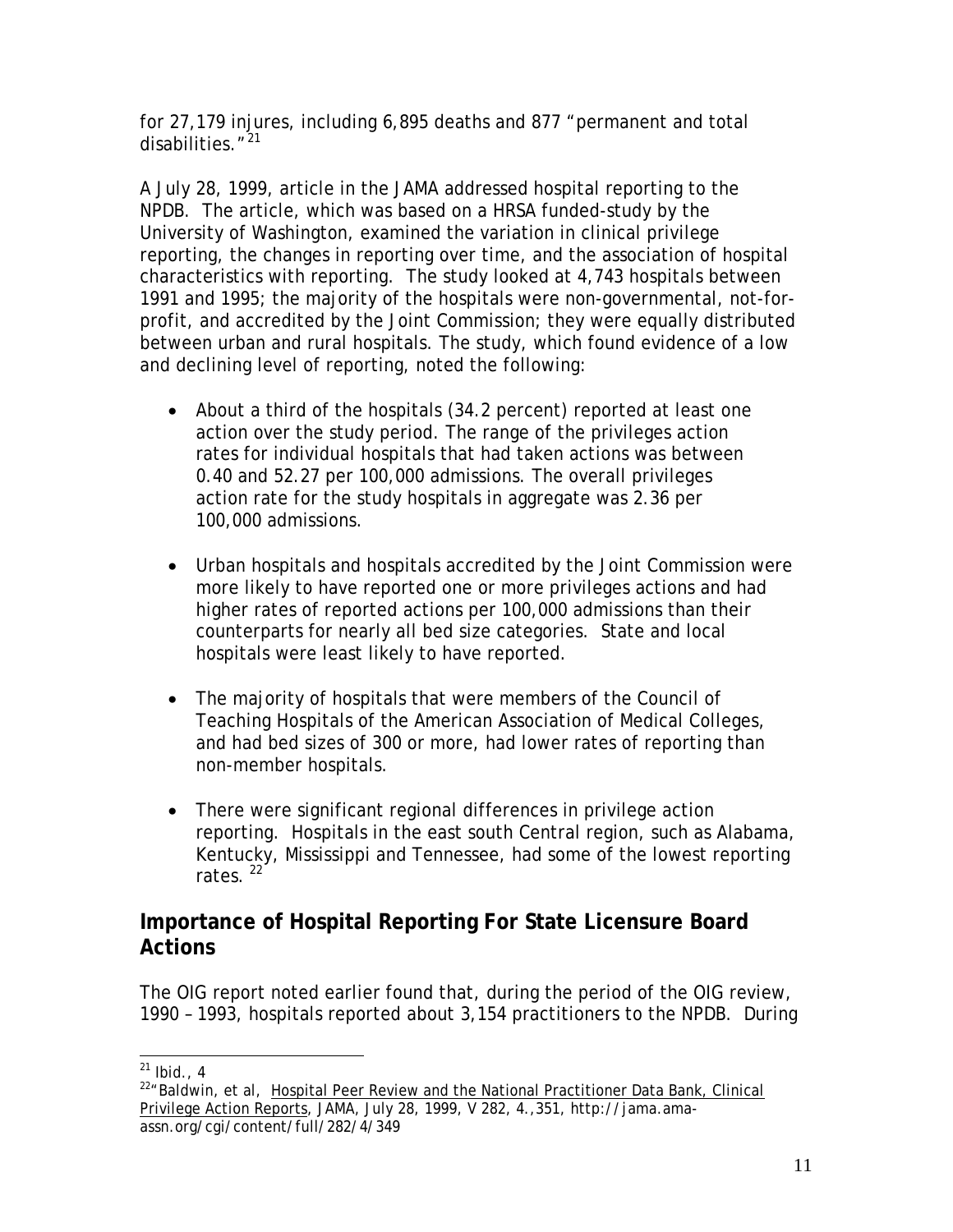for 27,179 injures, including 6,895 deaths and 877 "permanent and total disabilities."[21]

A July 28, 1999, article in the JAMA addressed hospital reporting to the NPDB. The article, which was based on a HRSA funded-study by the University of Washington, examined the variation in clinical privilege reporting, the changes in reporting over time, and the association of hospital characteristics with reporting. The study looked at 4,743 hospitals between 1991 and 1995; the majority of the hospitals were non-governmental, not-for-profit, and accredited by the Joint Commission; they were equally distributed between urban and rural hospitals. The study, which found evidence of a low and declining level of reporting, noted the following:

- About a third of the hospitals (34.2 percent) reported at least one action over the study period. The range of the privileges action rates for individual hospitals that had taken actions was between 0.40 and 52.27 per 100,000 admissions. The overall privileges action rate for the study hospitals in aggregate was 2.36 per 100,000 admissions.

- Urban hospitals and hospitals accredited by the Joint Commission were more likely to have reported one or more privileges actions and had higher rates of reported actions per 100,000 admissions than their counterparts for nearly all bed size categories. State and local hospitals were least likely to have reported.

- The majority of hospitals that were members of the Council of Teaching Hospitals of the American Association of Medical Colleges, and had bed sizes of 300 or more, had lower rates of reporting than non-member hospitals.

- There were significant regional differences in privilege action reporting. Hospitals in the east south Central region, such as Alabama, Kentucky, Mississippi and Tennessee, had some of the lowest reporting rates. [22]

## Importance of Hospital Reporting For State Licensure Board Actions

The OIG report noted earlier found that, during the period of the OIG review, 1990 – 1993, hospitals reported about 3,154 practitioners to the NPDB. During

---

[21] Ibid., 4

[22] "Baldwin, et al, Hospital Peer Review and the National Practitioner Data Bank, Clinical Privilege Action Reports, JAMA, July 28, 1999, V 282, 4.,351, http://jama.ama-assn.org/cgi/content/full/282/4/349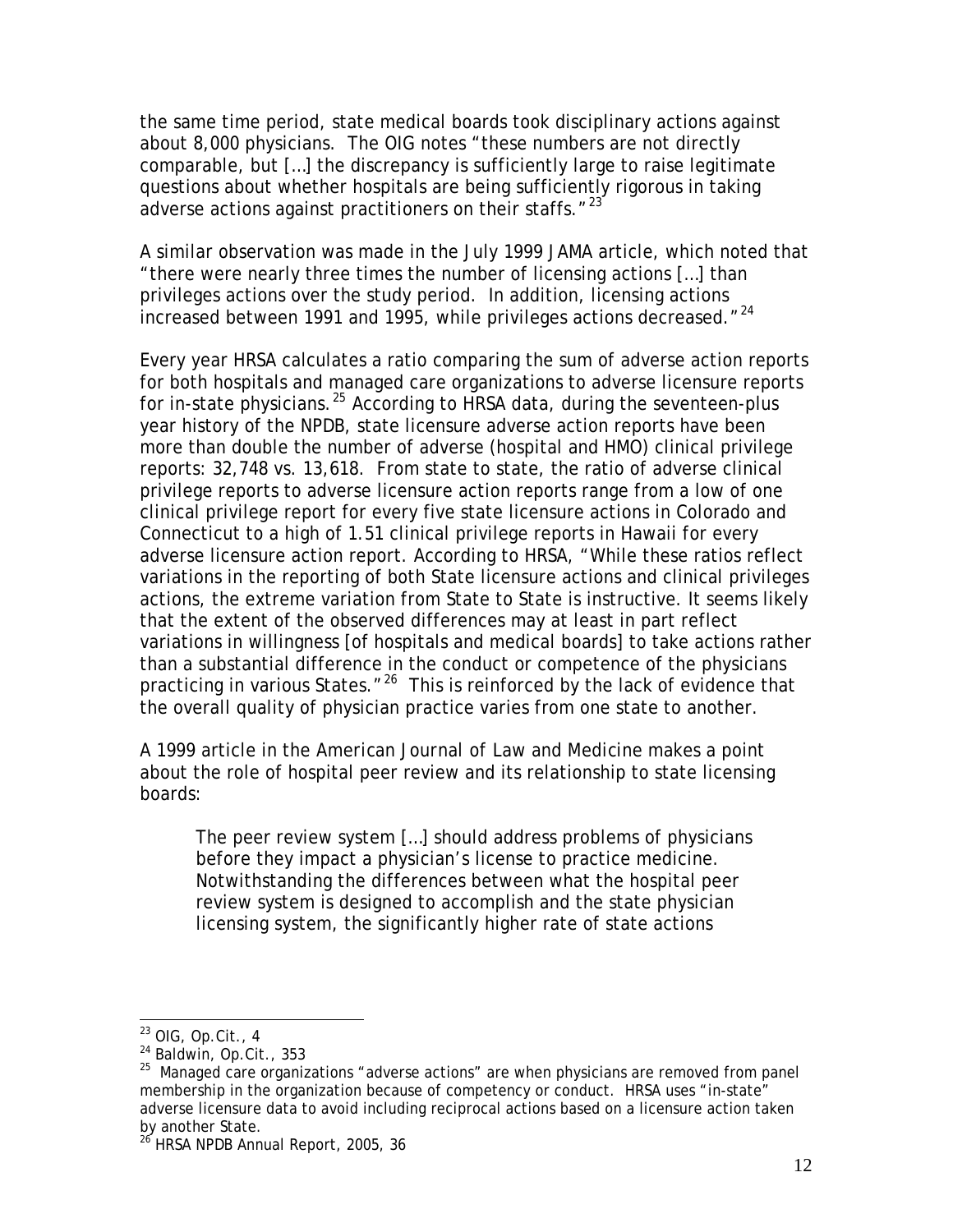the same time period, state medical boards took disciplinary actions against about 8,000 physicians. The OIG notes "these numbers are not directly comparable, but […] the discrepancy is sufficiently large to raise legitimate questions about whether hospitals are being sufficiently rigorous in taking adverse actions against practitioners on their staffs."[23]

A similar observation was made in the July 1999 JAMA article, which noted that "there were nearly three times the number of licensing actions […] than privileges actions over the study period. In addition, licensing actions increased between 1991 and 1995, while privileges actions decreased."[24]

Every year HRSA calculates a ratio comparing the sum of adverse action reports for both hospitals and managed care organizations to adverse licensure reports for in-state physicians.[25] According to HRSA data, during the seventeen-plus year history of the NPDB, state licensure adverse action reports have been more than double the number of adverse (hospital and HMO) clinical privilege reports: 32,748 vs. 13,618. From state to state, the ratio of adverse clinical privilege reports to adverse licensure action reports range from a low of one clinical privilege report for every five state licensure actions in Colorado and Connecticut to a high of 1.51 clinical privilege reports in Hawaii for every adverse licensure action report. According to HRSA, "While these ratios reflect variations in the reporting of both State licensure actions and clinical privileges actions, the extreme variation from State to State is instructive. It seems likely that the extent of the observed differences may at least in part reflect variations in willingness [of hospitals and medical boards] to take actions rather than a substantial difference in the conduct or competence of the physicians practicing in various States."[26] This is reinforced by the lack of evidence that the overall quality of physician practice varies from one state to another.

A 1999 article in the American Journal of Law and Medicine makes a point about the role of hospital peer review and its relationship to state licensing boards:

> The peer review system […] should address problems of physicians before they impact a physician's license to practice medicine. Notwithstanding the differences between what the hospital peer review system is designed to accomplish and the state physician licensing system, the significantly higher rate of state actions

---

[23] OIG, Op.Cit., 4

[24] Baldwin, Op.Cit., 353

[25] Managed care organizations "adverse actions" are when physicians are removed from panel membership in the organization because of competency or conduct. HRSA uses "in-state" adverse licensure data to avoid including reciprocal actions based on a licensure action taken by another State.

[26] HRSA NPDB Annual Report, 2005, 36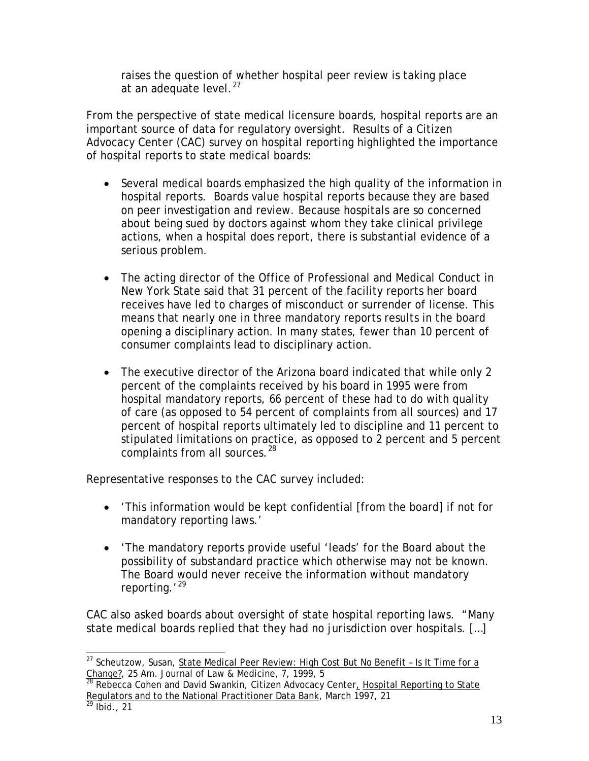raises the question of whether hospital peer review is taking place at an adequate level.[27]

From the perspective of state medical licensure boards, hospital reports are an important source of data for regulatory oversight. Results of a Citizen Advocacy Center (CAC) survey on hospital reporting highlighted the importance of hospital reports to state medical boards:

- Several medical boards emphasized the high quality of the information in hospital reports. Boards value hospital reports because they are based on peer investigation and review. Because hospitals are so concerned about being sued by doctors against whom they take clinical privilege actions, when a hospital does report, there is substantial evidence of a serious problem.

- The acting director of the Office of Professional and Medical Conduct in New York State said that 31 percent of the facility reports her board receives have led to charges of misconduct or surrender of license. This means that nearly one in three mandatory reports results in the board opening a disciplinary action. In many states, fewer than 10 percent of consumer complaints lead to disciplinary action.

- The executive director of the Arizona board indicated that while only 2 percent of the complaints received by his board in 1995 were from hospital mandatory reports, 66 percent of these had to do with quality of care (as opposed to 54 percent of complaints from all sources) and 17 percent of hospital reports ultimately led to discipline and 11 percent to stipulated limitations on practice, as opposed to 2 percent and 5 percent complaints from all sources.[28]

Representative responses to the CAC survey included:

- 'This information would be kept confidential [from the board] if not for mandatory reporting laws.'

- 'The mandatory reports provide useful 'leads' for the Board about the possibility of substandard practice which otherwise may not be known. The Board would never receive the information without mandatory reporting.'[29]

CAC also asked boards about oversight of state hospital reporting laws. "Many state medical boards replied that they had no jurisdiction over hospitals. […]

---

[27] Scheutzow, Susan, State Medical Peer Review: High Cost But No Benefit – Is It Time for a Change?, 25 Am. Journal of Law & Medicine, 7, 1999, 5

[28] Rebecca Cohen and David Swankin, Citizen Advocacy Center, Hospital Reporting to State Regulators and to the National Practitioner Data Bank, March 1997, 21

[29] Ibid., 21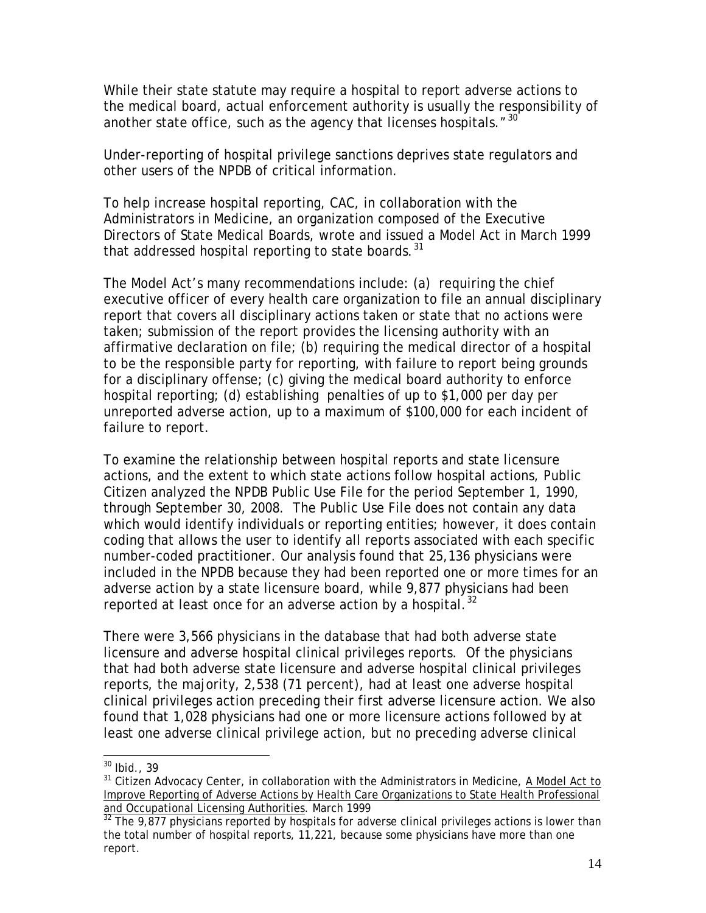While their state statute may require a hospital to report adverse actions to the medical board, actual enforcement authority is usually the responsibility of another state office, such as the agency that licenses hospitals."[30]

Under-reporting of hospital privilege sanctions deprives state regulators and other users of the NPDB of critical information.

To help increase hospital reporting, CAC, in collaboration with the Administrators in Medicine, an organization composed of the Executive Directors of State Medical Boards, wrote and issued a Model Act in March 1999 that addressed hospital reporting to state boards.[31]

The Model Act's many recommendations include: (a) requiring the chief executive officer of every health care organization to file an annual disciplinary report that covers all disciplinary actions taken or state that no actions were taken; submission of the report provides the licensing authority with an affirmative declaration on file; (b) requiring the medical director of a hospital to be the responsible party for reporting, with failure to report being grounds for a disciplinary offense; (c) giving the medical board authority to enforce hospital reporting; (d) establishing penalties of up to $1,000 per day per unreported adverse action, up to a maximum of $100,000 for each incident of failure to report.

To examine the relationship between hospital reports and state licensure actions, and the extent to which state actions follow hospital actions, Public Citizen analyzed the NPDB Public Use File for the period September 1, 1990, through September 30, 2008. The Public Use File does not contain any data which would identify individuals or reporting entities; however, it does contain coding that allows the user to identify all reports associated with each specific number-coded practitioner. Our analysis found that 25,136 physicians were included in the NPDB because they had been reported one or more times for an adverse action by a state licensure board, while 9,877 physicians had been reported at least once for an adverse action by a hospital.[32]

There were 3,566 physicians in the database that had both adverse state licensure and adverse hospital clinical privileges reports. Of the physicians that had both adverse state licensure and adverse hospital clinical privileges reports, the majority, 2,538 (71 percent), had at least one adverse hospital clinical privileges action preceding their first adverse licensure action. We also found that 1,028 physicians had one or more licensure actions followed by at least one adverse clinical privilege action, but no preceding adverse clinical

---

[30] Ibid., 39

[31] Citizen Advocacy Center, in collaboration with the Administrators in Medicine, A Model Act to Improve Reporting of Adverse Actions by Health Care Organizations to State Health Professional and Occupational Licensing Authorities. March 1999

[32] The 9,877 physicians reported by hospitals for adverse clinical privileges actions is lower than the total number of hospital reports, 11,221, because some physicians have more than one report.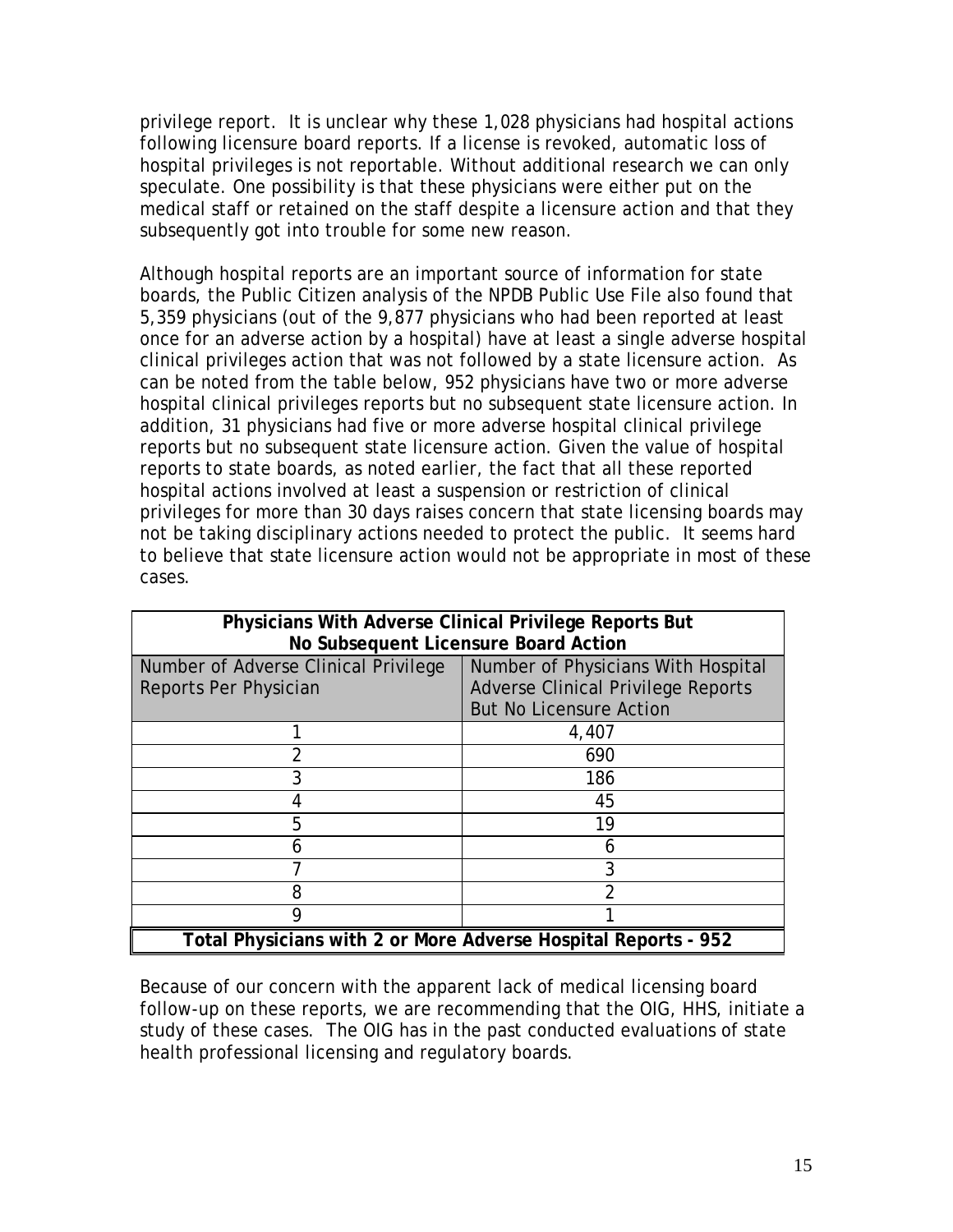privilege report. It is unclear why these 1,028 physicians had hospital actions following licensure board reports. If a license is revoked, automatic loss of hospital privileges is not reportable. Without additional research we can only speculate. One possibility is that these physicians were either put on the medical staff or retained on the staff despite a licensure action and that they subsequently got into trouble for some new reason.

Although hospital reports are an important source of information for state boards, the Public Citizen analysis of the NPDB Public Use File also found that 5,359 physicians (out of the 9,877 physicians who had been reported at least once for an adverse action by a hospital) have at least a single adverse hospital clinical privileges action that was not followed by a state licensure action. As can be noted from the table below, 952 physicians have two or more adverse hospital clinical privileges reports but no subsequent state licensure action. In addition, 31 physicians had five or more adverse hospital clinical privilege reports but no subsequent state licensure action. Given the value of hospital reports to state boards, as noted earlier, the fact that all these reported hospital actions involved at least a suspension or restriction of clinical privileges for more than 30 days raises concern that state licensing boards may not be taking disciplinary actions needed to protect the public. It seems hard to believe that state licensure action would not be appropriate in most of these cases.

**Physicians With Adverse Clinical Privilege Reports But No Subsequent Licensure Board Action**

| Number of Adverse Clinical Privilege Reports Per Physician | Number of Physicians With Hospital Adverse Clinical Privilege Reports But No Licensure Action |
|---|---|
| 1 | 4,407 |
| 2 | 690 |
| 3 | 186 |
| 4 | 45 |
| 5 | 19 |
| 6 | 6 |
| 7 | 3 |
| 8 | 2 |
| 9 | 1 |
| **Total Physicians with 2 or More Adverse Hospital Reports - 952** | |

Because of our concern with the apparent lack of medical licensing board follow-up on these reports, we are recommending that the OIG, HHS, initiate a study of these cases. The OIG has in the past conducted evaluations of state health professional licensing and regulatory boards.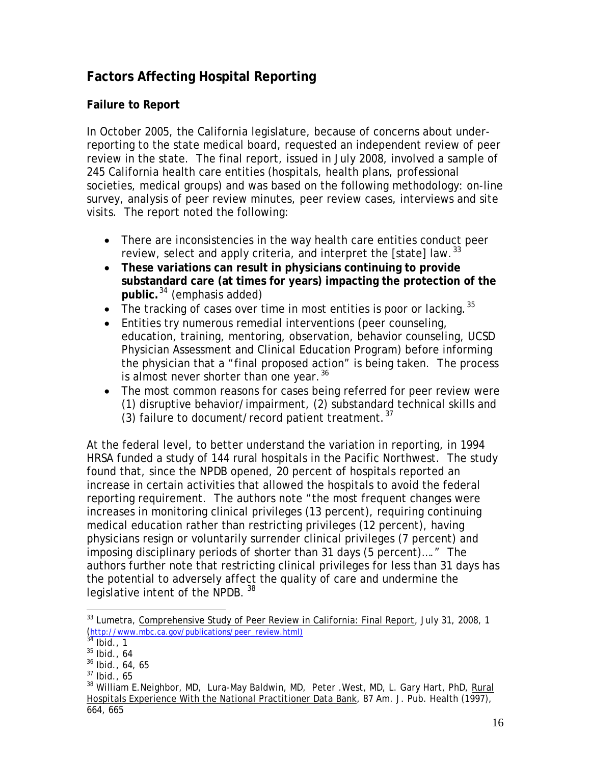## Factors Affecting Hospital Reporting

### Failure to Report

In October 2005, the California legislature, because of concerns about under-reporting to the state medical board, requested an independent review of peer review in the state. The final report, issued in July 2008, involved a sample of 245 California health care entities (hospitals, health plans, professional societies, medical groups) and was based on the following methodology: on-line survey, analysis of peer review minutes, peer review cases, interviews and site visits. The report noted the following:

- There are inconsistencies in the way health care entities conduct peer review, select and apply criteria, and interpret the [state] law.[33]
- **These variations can result in physicians continuing to provide substandard care (at times for years) impacting the protection of the public.**[34] (emphasis added)
- The tracking of cases over time in most entities is poor or lacking.[35]
- Entities try numerous remedial interventions (peer counseling, education, training, mentoring, observation, behavior counseling, UCSD Physician Assessment and Clinical Education Program) before informing the physician that a "final proposed action" is being taken. The process is almost never shorter than one year.[36]
- The most common reasons for cases being referred for peer review were (1) disruptive behavior/impairment, (2) substandard technical skills and (3) failure to document/record patient treatment.[37]

At the federal level, to better understand the variation in reporting, in 1994 HRSA funded a study of 144 rural hospitals in the Pacific Northwest. The study found that, since the NPDB opened, 20 percent of hospitals reported an increase in certain activities that allowed the hospitals to avoid the federal reporting requirement. The authors note "the most frequent changes were increases in monitoring clinical privileges (13 percent), requiring continuing medical education rather than restricting privileges (12 percent), having physicians resign or voluntarily surrender clinical privileges (7 percent) and imposing disciplinary periods of shorter than 31 days (5 percent)…." The authors further note that restricting clinical privileges for less than 31 days has the potential to adversely affect the quality of care and undermine the legislative intent of the NPDB.[38]

---

[33] Lumetra, Comprehensive Study of Peer Review in California: Final Report, July 31, 2008, 1 (http://www.mbc.ca.gov/publications/peer_review.html)

[34] Ibid., 1

[35] Ibid., 64

[36] Ibid., 64, 65

[37] Ibid., 65

[38] William E.Neighbor, MD, Lura-May Baldwin, MD, Peter .West, MD, L. Gary Hart, PhD, Rural Hospitals Experience With the National Practitioner Data Bank, 87 Am. J. Pub. Health (1997), 664, 665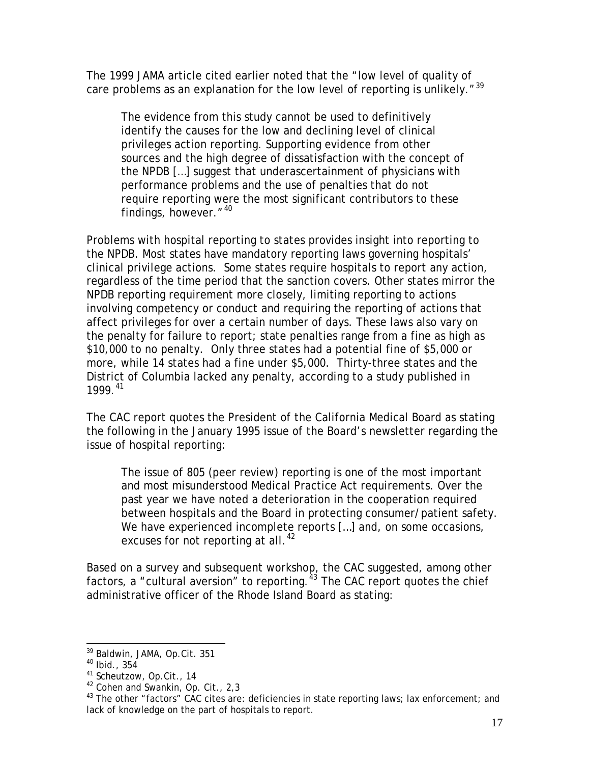The 1999 JAMA article cited earlier noted that the "low level of quality of care problems as an explanation for the low level of reporting is unlikely."[39]

> The evidence from this study cannot be used to definitively identify the causes for the low and declining level of clinical privileges action reporting. Supporting evidence from other sources and the high degree of dissatisfaction with the concept of the NPDB [...] suggest that underascertainment of physicians with performance problems and the use of penalties that do not require reporting were the most significant contributors to these findings, however."[40]

Problems with hospital reporting to states provides insight into reporting to the NPDB. Most states have mandatory reporting laws governing hospitals' clinical privilege actions. Some states require hospitals to report any action, regardless of the time period that the sanction covers. Other states mirror the NPDB reporting requirement more closely, limiting reporting to actions involving competency or conduct and requiring the reporting of actions that affect privileges for over a certain number of days. These laws also vary on the penalty for failure to report; state penalties range from a fine as high as $10,000 to no penalty. Only three states had a potential fine of $5,000 or more, while 14 states had a fine under $5,000. Thirty-three states and the District of Columbia lacked any penalty, according to a study published in 1999.[41]

The CAC report quotes the President of the California Medical Board as stating the following in the January 1995 issue of the Board's newsletter regarding the issue of hospital reporting:

> The issue of 805 (peer review) reporting is one of the most important and most misunderstood Medical Practice Act requirements. Over the past year we have noted a deterioration in the cooperation required between hospitals and the Board in protecting consumer/patient safety. We have experienced incomplete reports [...] and, on some occasions, excuses for not reporting at all.[42]

Based on a survey and subsequent workshop, the CAC suggested, among other factors, a "cultural aversion" to reporting.[43] The CAC report quotes the chief administrative officer of the Rhode Island Board as stating:

---

[39] Baldwin, JAMA, Op.Cit. 351

[40] Ibid., 354

[41] Scheutzow, Op.Cit., 14

[42] Cohen and Swankin, Op. Cit., 2,3

[43] The other "factors" CAC cites are: deficiencies in state reporting laws; lax enforcement; and lack of knowledge on the part of hospitals to report.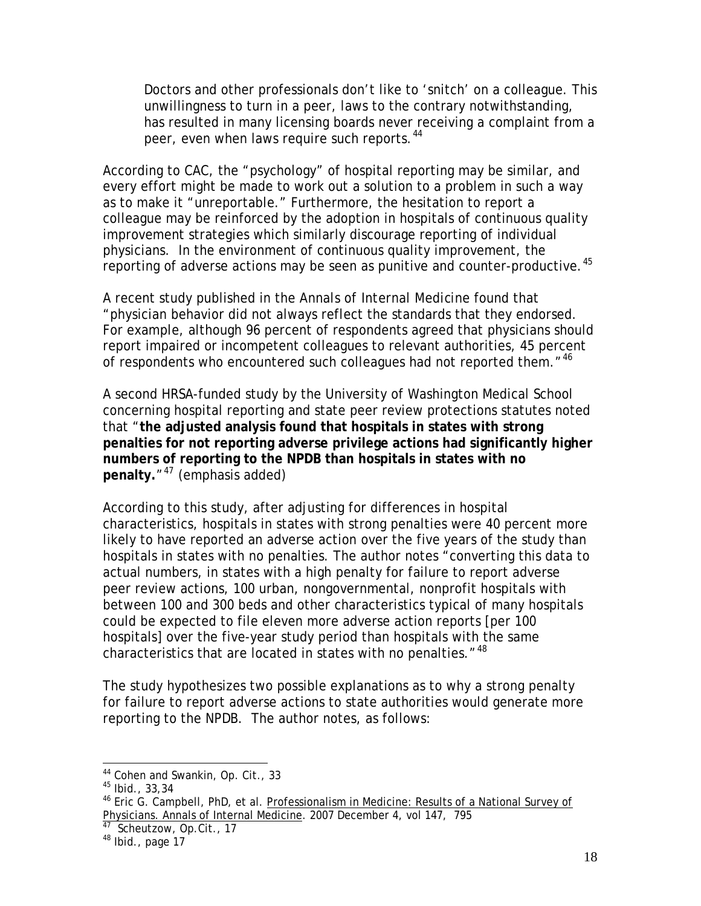> Doctors and other professionals don't like to 'snitch' on a colleague. This unwillingness to turn in a peer, laws to the contrary notwithstanding, has resulted in many licensing boards never receiving a complaint from a peer, even when laws require such reports.[44]

According to CAC, the "psychology" of hospital reporting may be similar, and every effort might be made to work out a solution to a problem in such a way as to make it "unreportable." Furthermore, the hesitation to report a colleague may be reinforced by the adoption in hospitals of continuous quality improvement strategies which similarly discourage reporting of individual physicians. In the environment of continuous quality improvement, the reporting of adverse actions may be seen as punitive and counter-productive.[45]

A recent study published in the *Annals of Internal Medicine* found that "physician behavior did not always reflect the standards that they endorsed. For example, although 96 percent of respondents agreed that physicians should report impaired or incompetent colleagues to relevant authorities, 45 percent of respondents who encountered such colleagues had not reported them."[46]

A second HRSA-funded study by the University of Washington Medical School concerning hospital reporting and state peer review protections statutes noted that "**the adjusted analysis found that hospitals in states with strong penalties for not reporting adverse privilege actions had significantly higher numbers of reporting to the NPDB than hospitals in states with no penalty.**"[47] (emphasis added)

According to this study, after adjusting for differences in hospital characteristics, hospitals in states with strong penalties were 40 percent more likely to have reported an adverse action over the five years of the study than hospitals in states with no penalties. The author notes "converting this data to actual numbers, in states with a high penalty for failure to report adverse peer review actions, 100 urban, nongovernmental, nonprofit hospitals with between 100 and 300 beds and other characteristics typical of many hospitals could be expected to file eleven more adverse action reports [per 100 hospitals] over the five-year study period than hospitals with the same characteristics that are located in states with no penalties."[48]

The study hypothesizes two possible explanations as to why a strong penalty for failure to report adverse actions to state authorities would generate more reporting to the NPDB. The author notes, as follows:

---

[44] Cohen and Swankin, Op. Cit., 33

[45] Ibid., 33,34

[46] Eric G. Campbell, PhD, et al. Professionalism in Medicine: Results of a National Survey of Physicians. Annals of Internal Medicine. 2007 December 4, vol 147, 795

[47] Scheutzow, Op.Cit., 17

[48] Ibid., page 17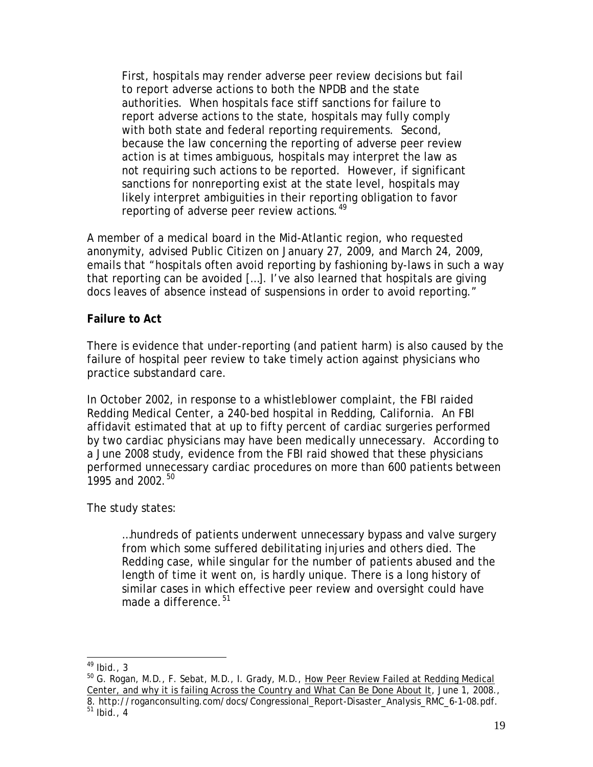> First, hospitals may render adverse peer review decisions but fail to report adverse actions to both the NPDB and the state authorities. When hospitals face stiff sanctions for failure to report adverse actions to the state, hospitals may fully comply with both state and federal reporting requirements. Second, because the law concerning the reporting of adverse peer review action is at times ambiguous, hospitals may interpret the law as not requiring such actions to be reported. However, if significant sanctions for nonreporting exist at the state level, hospitals may likely interpret ambiguities in their reporting obligation to favor reporting of adverse peer review actions.[49]

A member of a medical board in the Mid-Atlantic region, who requested anonymity, advised Public Citizen on January 27, 2009, and March 24, 2009, emails that "hospitals often avoid reporting by fashioning by-laws in such a way that reporting can be avoided […]. I've also learned that hospitals are giving docs leaves of absence instead of suspensions in order to avoid reporting."

**Failure to Act**

There is evidence that under-reporting (and patient harm) is also caused by the failure of hospital peer review to take timely action against physicians who practice substandard care.

In October 2002, in response to a whistleblower complaint, the FBI raided Redding Medical Center, a 240-bed hospital in Redding, California. An FBI affidavit estimated that at up to fifty percent of cardiac surgeries performed by two cardiac physicians may have been medically unnecessary. According to a June 2008 study, evidence from the FBI raid showed that these physicians performed unnecessary cardiac procedures on more than 600 patients between 1995 and 2002.[50]

The study states:

> …hundreds of patients underwent unnecessary bypass and valve surgery from which some suffered debilitating injuries and others died. The Redding case, while singular for the number of patients abused and the length of time it went on, is hardly unique. There is a long history of similar cases in which effective peer review and oversight could have made a difference.[51]

---

[49] Ibid., 3

[50] G. Rogan, M.D., F. Sebat, M.D., I. Grady, M.D., How Peer Review Failed at Redding Medical Center, and why it is failing Across the Country and What Can Be Done About It, June 1, 2008., 8. http://roganconsulting.com/docs/Congressional_Report-Disaster_Analysis_RMC_6-1-08.pdf.

[51] Ibid., 4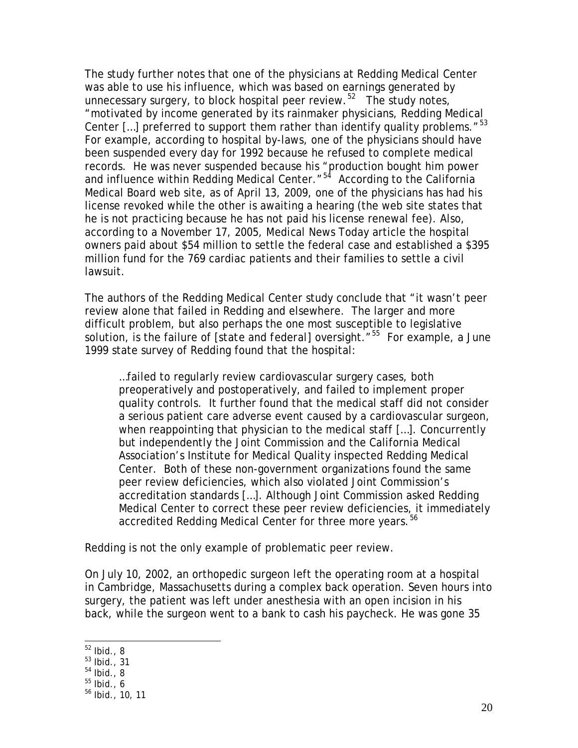The study further notes that one of the physicians at Redding Medical Center was able to use his influence, which was based on earnings generated by unnecessary surgery, to block hospital peer review.[52] The study notes, "motivated by income generated by its rainmaker physicians, Redding Medical Center […] preferred to support them rather than identify quality problems."[53] For example, according to hospital by-laws, one of the physicians should have been suspended every day for 1992 because he refused to complete medical records. He was never suspended because his "production bought him power and influence within Redding Medical Center."[54] According to the California Medical Board web site, as of April 13, 2009, one of the physicians has had his license revoked while the other is awaiting a hearing (the web site states that he is not practicing because he has not paid his license renewal fee). Also, according to a November 17, 2005, Medical News Today article the hospital owners paid about $54 million to settle the federal case and established a $395 million fund for the 769 cardiac patients and their families to settle a civil lawsuit.

The authors of the Redding Medical Center study conclude that "it wasn't peer review alone that failed in Redding and elsewhere. The larger and more difficult problem, but also perhaps the one most susceptible to legislative solution, is the failure of [state and federal] oversight."[55] For example, a June 1999 state survey of Redding found that the hospital:

> …failed to regularly review cardiovascular surgery cases, both preoperatively and postoperatively, and failed to implement proper quality controls. It further found that the medical staff did not consider a serious patient care adverse event caused by a cardiovascular surgeon, when reappointing that physician to the medical staff […]. Concurrently but independently the Joint Commission and the California Medical Association's Institute for Medical Quality inspected Redding Medical Center. Both of these non-government organizations found the same peer review deficiencies, which also violated Joint Commission's accreditation standards […]. Although Joint Commission asked Redding Medical Center to correct these peer review deficiencies, it immediately accredited Redding Medical Center for three more years.[56]

Redding is not the only example of problematic peer review.

On July 10, 2002, an orthopedic surgeon left the operating room at a hospital in Cambridge, Massachusetts during a complex back operation. Seven hours into surgery, the patient was left under anesthesia with an open incision in his back, while the surgeon went to a bank to cash his paycheck. He was gone 35

---

[52] Ibid., 8
[53] Ibid., 31
[54] Ibid., 8
[55] Ibid., 6
[56] Ibid., 10, 11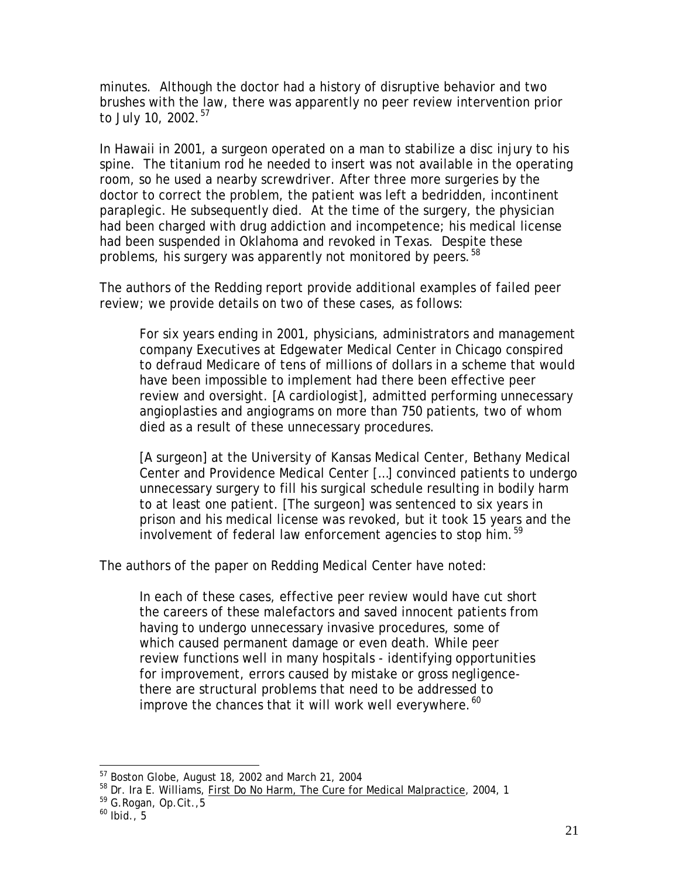minutes. Although the doctor had a history of disruptive behavior and two brushes with the law, there was apparently no peer review intervention prior to July 10, 2002.[57]

In Hawaii in 2001, a surgeon operated on a man to stabilize a disc injury to his spine. The titanium rod he needed to insert was not available in the operating room, so he used a nearby screwdriver. After three more surgeries by the doctor to correct the problem, the patient was left a bedridden, incontinent paraplegic. He subsequently died. At the time of the surgery, the physician had been charged with drug addiction and incompetence; his medical license had been suspended in Oklahoma and revoked in Texas. Despite these problems, his surgery was apparently not monitored by peers.[58]

The authors of the Redding report provide additional examples of failed peer review; we provide details on two of these cases, as follows:

> For six years ending in 2001, physicians, administrators and management company Executives at Edgewater Medical Center in Chicago conspired to defraud Medicare of tens of millions of dollars in a scheme that would have been impossible to implement had there been effective peer review and oversight. [A cardiologist], admitted performing unnecessary angioplasties and angiograms on more than 750 patients, two of whom died as a result of these unnecessary procedures.
>
> [A surgeon] at the University of Kansas Medical Center, Bethany Medical Center and Providence Medical Center [...] convinced patients to undergo unnecessary surgery to fill his surgical schedule resulting in bodily harm to at least one patient. [The surgeon] was sentenced to six years in prison and his medical license was revoked, but it took 15 years and the involvement of federal law enforcement agencies to stop him.[59]

The authors of the paper on Redding Medical Center have noted:

> In each of these cases, effective peer review would have cut short the careers of these malefactors and saved innocent patients from having to undergo unnecessary invasive procedures, some of which caused permanent damage or even death. While peer review functions well in many hospitals - identifying opportunities for improvement, errors caused by mistake or gross negligence- there are structural problems that need to be addressed to improve the chances that it will work well everywhere.[60]

---

[57] Boston Globe, August 18, 2002 and March 21, 2004

[58] Dr. Ira E. Williams, First Do No Harm, The Cure for Medical Malpractice, 2004, 1

[59] G.Rogan, Op.Cit.,5

[60] Ibid., 5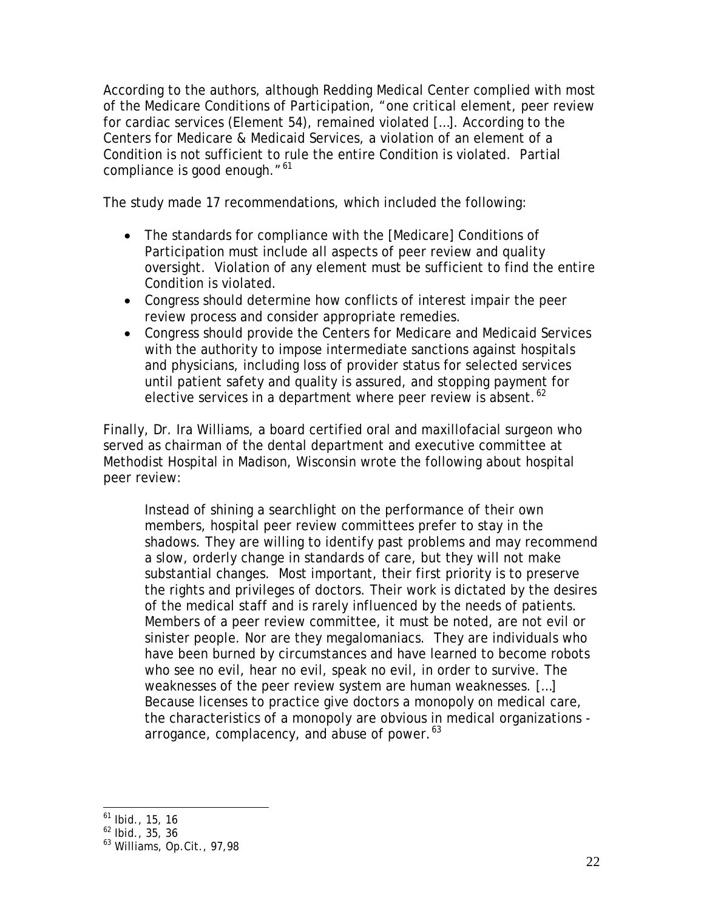According to the authors, although Redding Medical Center complied with most of the Medicare Conditions of Participation, "one critical element, peer review for cardiac services (Element 54), remained violated [...]. According to the Centers for Medicare & Medicaid Services, a violation of an element of a Condition is not sufficient to rule the entire Condition is violated. Partial compliance is good enough."[61]

The study made 17 recommendations, which included the following:

- The standards for compliance with the [Medicare] Conditions of Participation must include all aspects of peer review and quality oversight. Violation of any element must be sufficient to find the entire Condition is violated.
- Congress should determine how conflicts of interest impair the peer review process and consider appropriate remedies.
- Congress should provide the Centers for Medicare and Medicaid Services with the authority to impose intermediate sanctions against hospitals and physicians, including loss of provider status for selected services until patient safety and quality is assured, and stopping payment for elective services in a department where peer review is absent.[62]

Finally, Dr. Ira Williams, a board certified oral and maxillofacial surgeon who served as chairman of the dental department and executive committee at Methodist Hospital in Madison, Wisconsin wrote the following about hospital peer review:

> Instead of shining a searchlight on the performance of their own members, hospital peer review committees prefer to stay in the shadows. They are willing to identify past problems and may recommend a slow, orderly change in standards of care, but they will not make substantial changes. Most important, their first priority is to preserve the rights and privileges of doctors. Their work is dictated by the desires of the medical staff and is rarely influenced by the needs of patients. Members of a peer review committee, it must be noted, are not evil or sinister people. Nor are they megalomaniacs. They are individuals who have been burned by circumstances and have learned to become robots who see no evil, hear no evil, speak no evil, in order to survive. The weaknesses of the peer review system are human weaknesses. [...] Because licenses to practice give doctors a monopoly on medical care, the characteristics of a monopoly are obvious in medical organizations - arrogance, complacency, and abuse of power.[63]

---

[61] Ibid., 15, 16
[62] Ibid., 35, 36
[63] Williams, Op.Cit., 97,98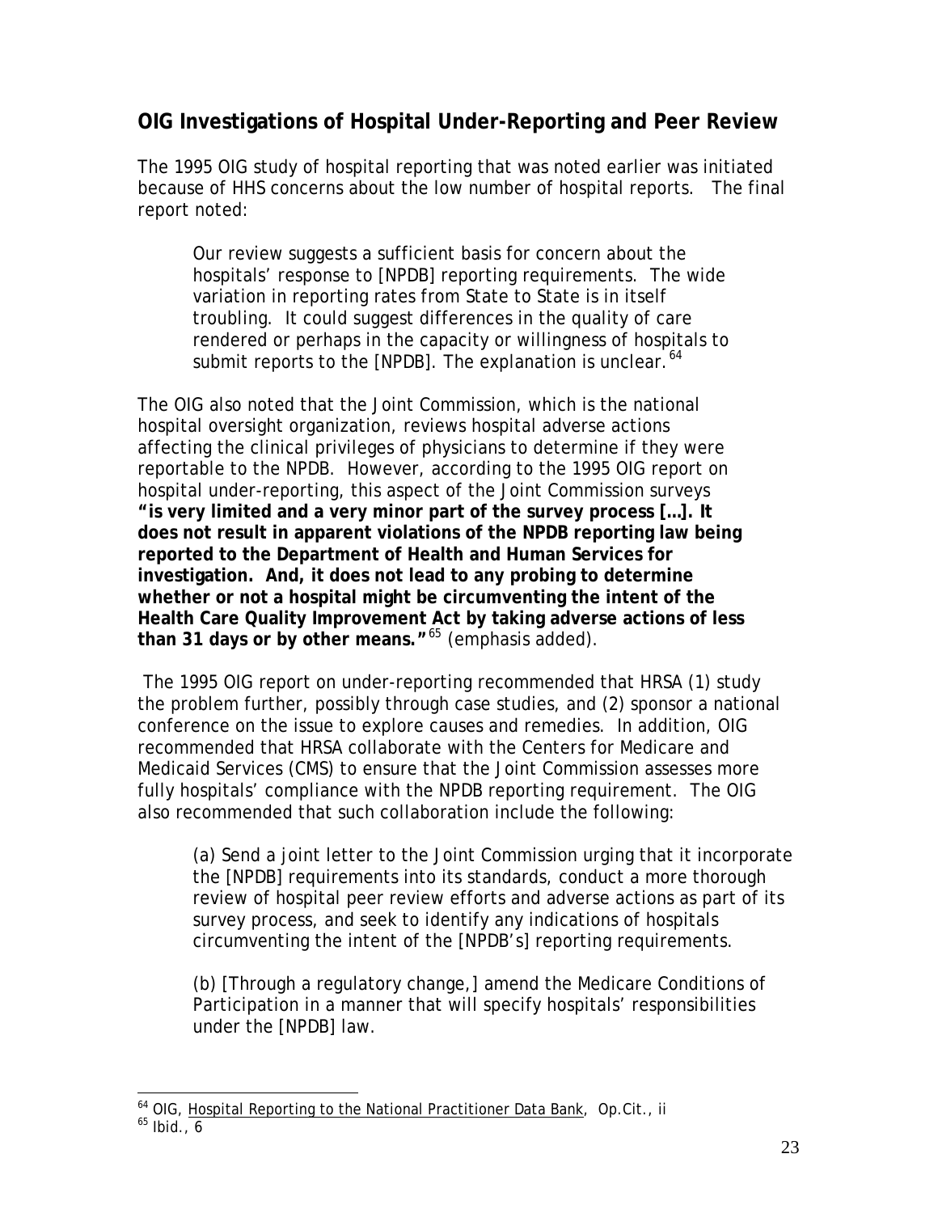## OIG Investigations of Hospital Under-Reporting and Peer Review

The 1995 OIG study of hospital reporting that was noted earlier was initiated because of HHS concerns about the low number of hospital reports. The final report noted:

> Our review suggests a sufficient basis for concern about the hospitals' response to [NPDB] reporting requirements. The wide variation in reporting rates from State to State is in itself troubling. It could suggest differences in the quality of care rendered or perhaps in the capacity or willingness of hospitals to submit reports to the [NPDB]. The explanation is unclear.[64]

The OIG also noted that the Joint Commission, which is the national hospital oversight organization, reviews hospital adverse actions affecting the clinical privileges of physicians to determine if they were reportable to the NPDB. However, according to the 1995 OIG report on hospital under-reporting, this aspect of the Joint Commission surveys **"is very limited and a very minor part of the survey process [...]. It does not result in apparent violations of the NPDB reporting law being reported to the Department of Health and Human Services for investigation. And, it does not lead to any probing to determine whether or not a hospital might be circumventing the intent of the Health Care Quality Improvement Act by taking adverse actions of less than 31 days or by other means."**[65] (emphasis added).

The 1995 OIG report on under-reporting recommended that HRSA (1) study the problem further, possibly through case studies, and (2) sponsor a national conference on the issue to explore causes and remedies. In addition, OIG recommended that HRSA collaborate with the Centers for Medicare and Medicaid Services (CMS) to ensure that the Joint Commission assesses more fully hospitals' compliance with the NPDB reporting requirement. The OIG also recommended that such collaboration include the following:

> (a) Send a joint letter to the Joint Commission urging that it incorporate the [NPDB] requirements into its standards, conduct a more thorough review of hospital peer review efforts and adverse actions as part of its survey process, and seek to identify any indications of hospitals circumventing the intent of the [NPDB's] reporting requirements.
>
> (b) [Through a regulatory change,] amend the Medicare Conditions of Participation in a manner that will specify hospitals' responsibilities under the [NPDB] law.

---

[64] OIG, Hospital Reporting to the National Practitioner Data Bank, Op.Cit., ii

[65] Ibid., 6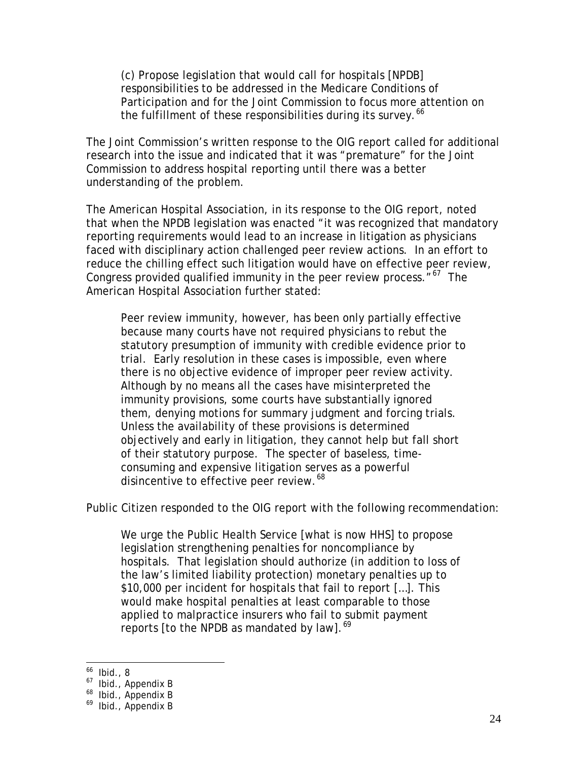> (c) Propose legislation that would call for hospitals [NPDB] responsibilities to be addressed in the Medicare Conditions of Participation and for the Joint Commission to focus more attention on the fulfillment of these responsibilities during its survey.[66]

The Joint Commission's written response to the OIG report called for additional research into the issue and indicated that it was "premature" for the Joint Commission to address hospital reporting until there was a better understanding of the problem.

The American Hospital Association, in its response to the OIG report, noted that when the NPDB legislation was enacted "it was recognized that mandatory reporting requirements would lead to an increase in litigation as physicians faced with disciplinary action challenged peer review actions. In an effort to reduce the chilling effect such litigation would have on effective peer review, Congress provided qualified immunity in the peer review process."[67] The American Hospital Association further stated:

> Peer review immunity, however, has been only partially effective because many courts have not required physicians to rebut the statutory presumption of immunity with credible evidence prior to trial. Early resolution in these cases is impossible, even where there is no objective evidence of improper peer review activity. Although by no means all the cases have misinterpreted the immunity provisions, some courts have substantially ignored them, denying motions for summary judgment and forcing trials. Unless the availability of these provisions is determined objectively and early in litigation, they cannot help but fall short of their statutory purpose. The specter of baseless, time-consuming and expensive litigation serves as a powerful disincentive to effective peer review.[68]

Public Citizen responded to the OIG report with the following recommendation:

> We urge the Public Health Service [what is now HHS] to propose legislation strengthening penalties for noncompliance by hospitals. That legislation should authorize (in addition to loss of the law's limited liability protection) monetary penalties up to $10,000 per incident for hospitals that fail to report [...]. This would make hospital penalties at least comparable to those applied to malpractice insurers who fail to submit payment reports [to the NPDB as mandated by law].[69]

---

[66] Ibid., 8

[67] Ibid., Appendix B

[68] Ibid., Appendix B

[69] Ibid., Appendix B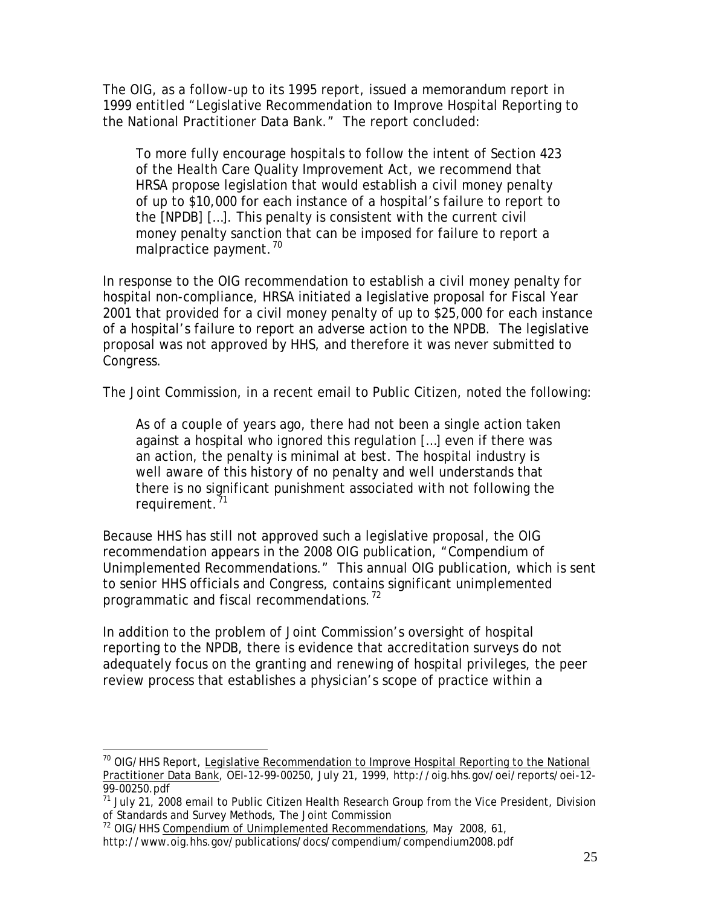The OIG, as a follow-up to its 1995 report, issued a memorandum report in 1999 entitled "Legislative Recommendation to Improve Hospital Reporting to the National Practitioner Data Bank." The report concluded:

> To more fully encourage hospitals to follow the intent of Section 423 of the Health Care Quality Improvement Act, we recommend that HRSA propose legislation that would establish a civil money penalty of up to $10,000 for each instance of a hospital's failure to report to the [NPDB] [...]. This penalty is consistent with the current civil money penalty sanction that can be imposed for failure to report a malpractice payment.[70]

In response to the OIG recommendation to establish a civil money penalty for hospital non-compliance, HRSA initiated a legislative proposal for Fiscal Year 2001 that provided for a civil money penalty of up to $25,000 for each instance of a hospital's failure to report an adverse action to the NPDB. The legislative proposal was not approved by HHS, and therefore it was never submitted to Congress.

The Joint Commission, in a recent email to Public Citizen, noted the following:

> As of a couple of years ago, there had not been a single action taken against a hospital who ignored this regulation [...] even if there was an action, the penalty is minimal at best. The hospital industry is well aware of this history of no penalty and well understands that there is no significant punishment associated with not following the requirement.[71]

Because HHS has still not approved such a legislative proposal, the OIG recommendation appears in the 2008 OIG publication, "Compendium of Unimplemented Recommendations." This annual OIG publication, which is sent to senior HHS officials and Congress, contains significant unimplemented programmatic and fiscal recommendations.[72]

In addition to the problem of Joint Commission's oversight of hospital reporting to the NPDB, there is evidence that accreditation surveys do not adequately focus on the granting and renewing of hospital privileges, the peer review process that establishes a physician's scope of practice within a

---

[70] OIG/HHS Report, Legislative Recommendation to Improve Hospital Reporting to the National Practitioner Data Bank, OEI-12-99-00250, July 21, 1999, http://oig.hhs.gov/oei/reports/oei-12-99-00250.pdf

[71] July 21, 2008 email to Public Citizen Health Research Group from the Vice President, Division of Standards and Survey Methods, The Joint Commission

[72] OIG/HHS Compendium of Unimplemented Recommendations, May 2008, 61, http://www.oig.hhs.gov/publications/docs/compendium/compendium2008.pdf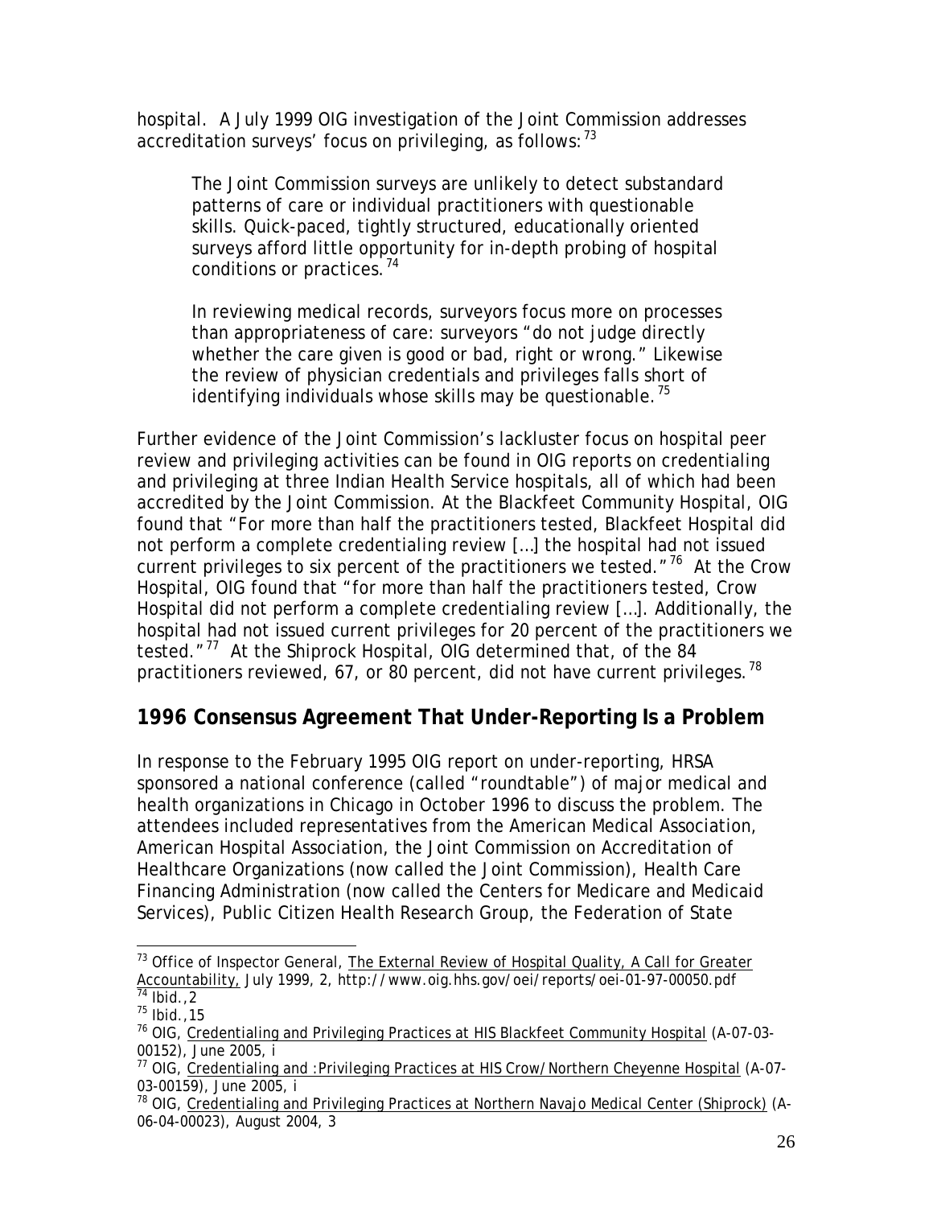hospital. A July 1999 OIG investigation of the Joint Commission addresses accreditation surveys' focus on privileging, as follows:[73]

> The Joint Commission surveys are unlikely to detect substandard patterns of care or individual practitioners with questionable skills. Quick-paced, tightly structured, educationally oriented surveys afford little opportunity for in-depth probing of hospital conditions or practices.[74]
>
> In reviewing medical records, surveyors focus more on processes than appropriateness of care: surveyors "do not judge directly whether the care given is good or bad, right or wrong." Likewise the review of physician credentials and privileges falls short of identifying individuals whose skills may be questionable.[75]

Further evidence of the Joint Commission's lackluster focus on hospital peer review and privileging activities can be found in OIG reports on credentialing and privileging at three Indian Health Service hospitals, all of which had been accredited by the Joint Commission. At the Blackfeet Community Hospital, OIG found that "For more than half the practitioners tested, Blackfeet Hospital did not perform a complete credentialing review [...] the hospital had not issued current privileges to six percent of the practitioners we tested."[76] At the Crow Hospital, OIG found that "for more than half the practitioners tested, Crow Hospital did not perform a complete credentialing review [...]. Additionally, the hospital had not issued current privileges for 20 percent of the practitioners we tested."[77] At the Shiprock Hospital, OIG determined that, of the 84 practitioners reviewed, 67, or 80 percent, did not have current privileges.[78]

## 1996 Consensus Agreement That Under-Reporting Is a Problem

In response to the February 1995 OIG report on under-reporting, HRSA sponsored a national conference (called "roundtable") of major medical and health organizations in Chicago in October 1996 to discuss the problem. The attendees included representatives from the American Medical Association, American Hospital Association, the Joint Commission on Accreditation of Healthcare Organizations (now called the Joint Commission), Health Care Financing Administration (now called the Centers for Medicare and Medicaid Services), Public Citizen Health Research Group, the Federation of State

---

[73] Office of Inspector General, The External Review of Hospital Quality, A Call for Greater Accountability, July 1999, 2, http://www.oig.hhs.gov/oei/reports/oei-01-97-00050.pdf

[74] Ibid.,2

[75] Ibid.,15

[76] OIG, Credentialing and Privileging Practices at HIS Blackfeet Community Hospital (A-07-03-00152), June 2005, i

[77] OIG, Credentialing and :Privileging Practices at HIS Crow/Northern Cheyenne Hospital (A-07-03-00159), June 2005, i

[78] OIG, Credentialing and Privileging Practices at Northern Navajo Medical Center (Shiprock) (A-06-04-00023), August 2004, 3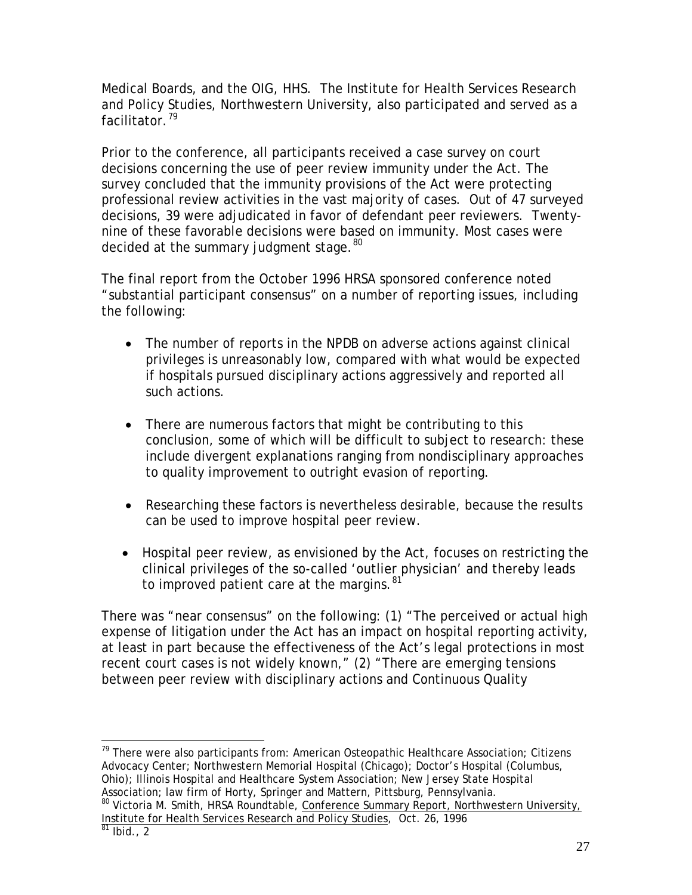Medical Boards, and the OIG, HHS. The Institute for Health Services Research and Policy Studies, Northwestern University, also participated and served as a facilitator.[79]

Prior to the conference, all participants received a case survey on court decisions concerning the use of peer review immunity under the Act. The survey concluded that the immunity provisions of the Act were protecting professional review activities in the vast majority of cases. Out of 47 surveyed decisions, 39 were adjudicated in favor of defendant peer reviewers. Twenty-nine of these favorable decisions were based on immunity. Most cases were decided at the summary judgment stage.[80]

The final report from the October 1996 HRSA sponsored conference noted "substantial participant consensus" on a number of reporting issues, including the following:

- The number of reports in the NPDB on adverse actions against clinical privileges is unreasonably low, compared with what would be expected if hospitals pursued disciplinary actions aggressively and reported all such actions.

- There are numerous factors that might be contributing to this conclusion, some of which will be difficult to subject to research: these include divergent explanations ranging from nondisciplinary approaches to quality improvement to outright evasion of reporting.

- Researching these factors is nevertheless desirable, because the results can be used to improve hospital peer review.

- Hospital peer review, as envisioned by the Act, focuses on restricting the clinical privileges of the so-called 'outlier physician' and thereby leads to improved patient care at the margins.[81]

There was "near consensus" on the following: (1) "The perceived or actual high expense of litigation under the Act has an impact on hospital reporting activity, at least in part because the effectiveness of the Act's legal protections in most recent court cases is not widely known," (2) "There are emerging tensions between peer review with disciplinary actions and Continuous Quality

---

[79] There were also participants from: American Osteopathic Healthcare Association; Citizens Advocacy Center; Northwestern Memorial Hospital (Chicago); Doctor's Hospital (Columbus, Ohio); Illinois Hospital and Healthcare System Association; New Jersey State Hospital Association; law firm of Horty, Springer and Mattern, Pittsburg, Pennsylvania.

[80] Victoria M. Smith, HRSA Roundtable, Conference Summary Report, Northwestern University, Institute for Health Services Research and Policy Studies, Oct. 26, 1996

[81] Ibid., 2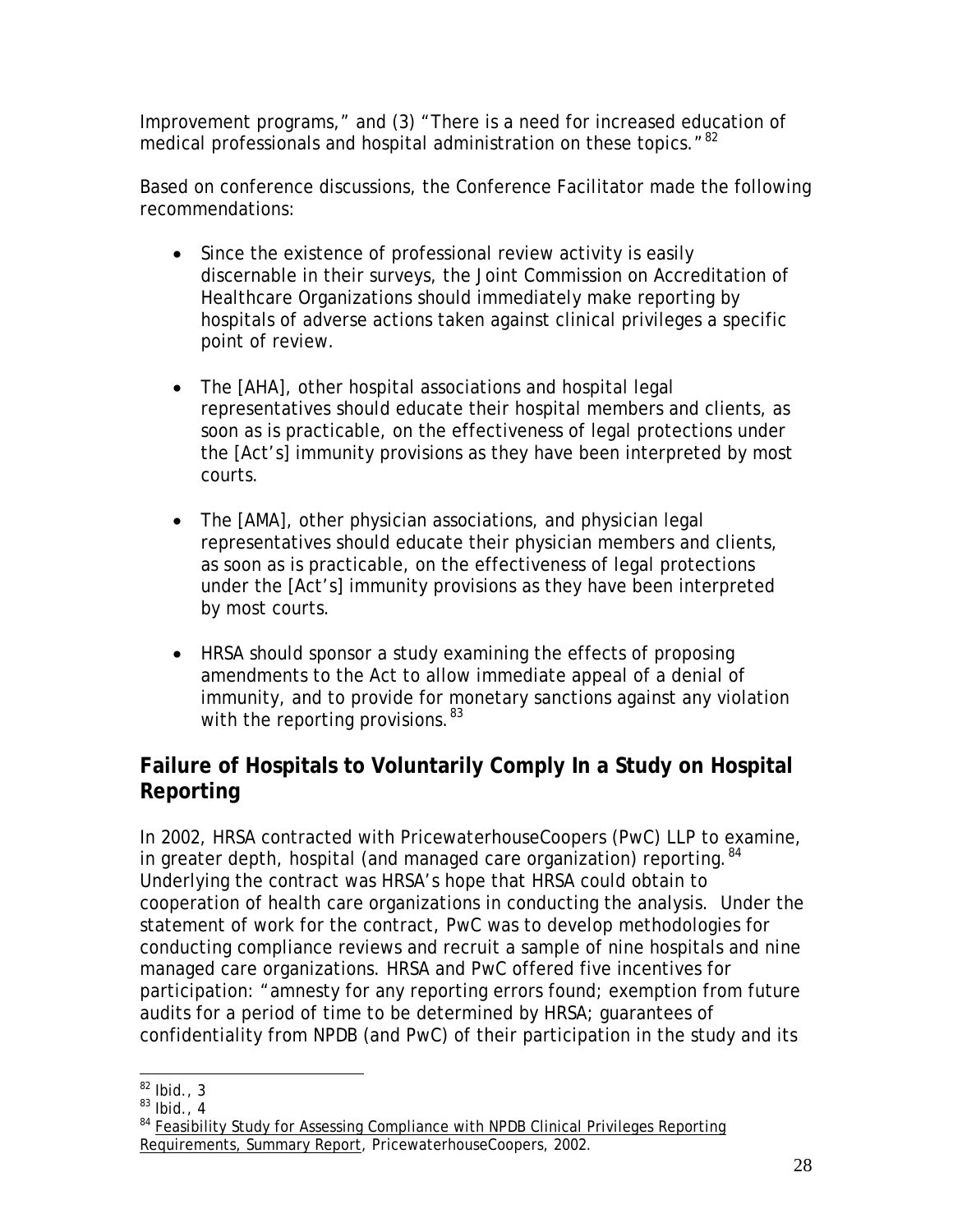Improvement programs," and (3) "There is a need for increased education of medical professionals and hospital administration on these topics."[82]

Based on conference discussions, the Conference Facilitator made the following recommendations:

- Since the existence of professional review activity is easily discernable in their surveys, the Joint Commission on Accreditation of Healthcare Organizations should immediately make reporting by hospitals of adverse actions taken against clinical privileges a specific point of review.

- The [AHA], other hospital associations and hospital legal representatives should educate their hospital members and clients, as soon as is practicable, on the effectiveness of legal protections under the [Act's] immunity provisions as they have been interpreted by most courts.

- The [AMA], other physician associations, and physician legal representatives should educate their physician members and clients, as soon as is practicable, on the effectiveness of legal protections under the [Act's] immunity provisions as they have been interpreted by most courts.

- HRSA should sponsor a study examining the effects of proposing amendments to the Act to allow immediate appeal of a denial of immunity, and to provide for monetary sanctions against any violation with the reporting provisions.[83]

## Failure of Hospitals to Voluntarily Comply In a Study on Hospital Reporting

In 2002, HRSA contracted with PricewaterhouseCoopers (PwC) LLP to examine, in greater depth, hospital (and managed care organization) reporting.[84] Underlying the contract was HRSA's hope that HRSA could obtain to cooperation of health care organizations in conducting the analysis. Under the statement of work for the contract, PwC was to develop methodologies for conducting compliance reviews and recruit a sample of nine hospitals and nine managed care organizations. HRSA and PwC offered five incentives for participation: "amnesty for any reporting errors found; exemption from future audits for a period of time to be determined by HRSA; guarantees of confidentiality from NPDB (and PwC) of their participation in the study and its

---

[82] Ibid., 3

[83] Ibid., 4

[84] Feasibility Study for Assessing Compliance with NPDB Clinical Privileges Reporting Requirements, Summary Report, PricewaterhouseCoopers, 2002.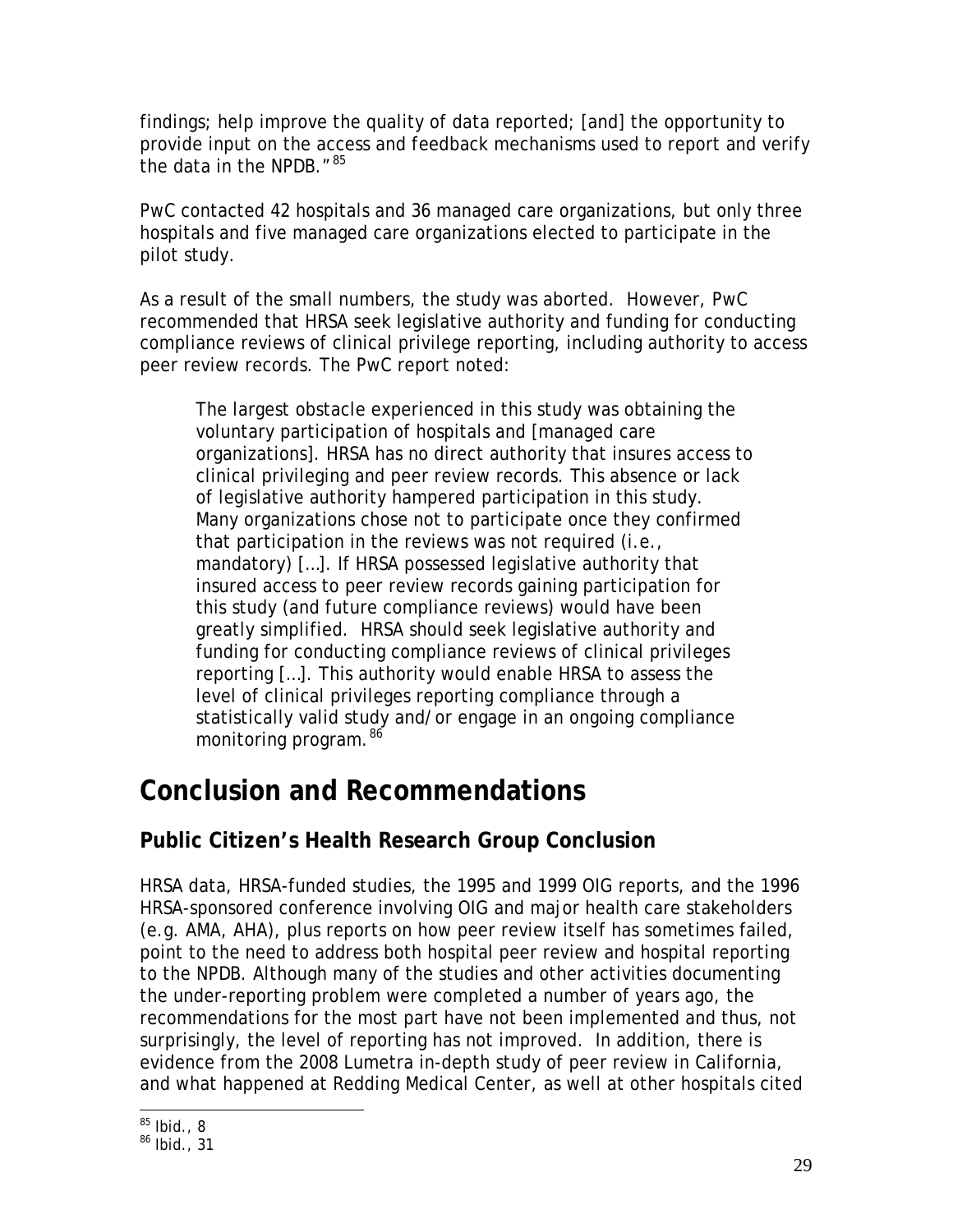findings; help improve the quality of data reported; [and] the opportunity to provide input on the access and feedback mechanisms used to report and verify the data in the NPDB."[85]

PwC contacted 42 hospitals and 36 managed care organizations, but only three hospitals and five managed care organizations elected to participate in the pilot study.

As a result of the small numbers, the study was aborted. However, PwC recommended that HRSA seek legislative authority and funding for conducting compliance reviews of clinical privilege reporting, including authority to access peer review records. The PwC report noted:

> The largest obstacle experienced in this study was obtaining the voluntary participation of hospitals and [managed care organizations]. HRSA has no direct authority that insures access to clinical privileging and peer review records. This absence or lack of legislative authority hampered participation in this study. Many organizations chose not to participate once they confirmed that participation in the reviews was not required (i.e., mandatory) […]. If HRSA possessed legislative authority that insured access to peer review records gaining participation for this study (and future compliance reviews) would have been greatly simplified. HRSA should seek legislative authority and funding for conducting compliance reviews of clinical privileges reporting […]. This authority would enable HRSA to assess the level of clinical privileges reporting compliance through a statistically valid study and/or engage in an ongoing compliance monitoring program.[86]

# Conclusion and Recommendations

## Public Citizen's Health Research Group Conclusion

HRSA data, HRSA-funded studies, the 1995 and 1999 OIG reports, and the 1996 HRSA-sponsored conference involving OIG and major health care stakeholders (e.g. AMA, AHA), plus reports on how peer review itself has sometimes failed, point to the need to address both hospital peer review and hospital reporting to the NPDB. Although many of the studies and other activities documenting the under-reporting problem were completed a number of years ago, the recommendations for the most part have not been implemented and thus, not surprisingly, the level of reporting has not improved. In addition, there is evidence from the 2008 Lumetra in-depth study of peer review in California, and what happened at Redding Medical Center, as well at other hospitals cited

[85] Ibid., 8
[86] Ibid., 31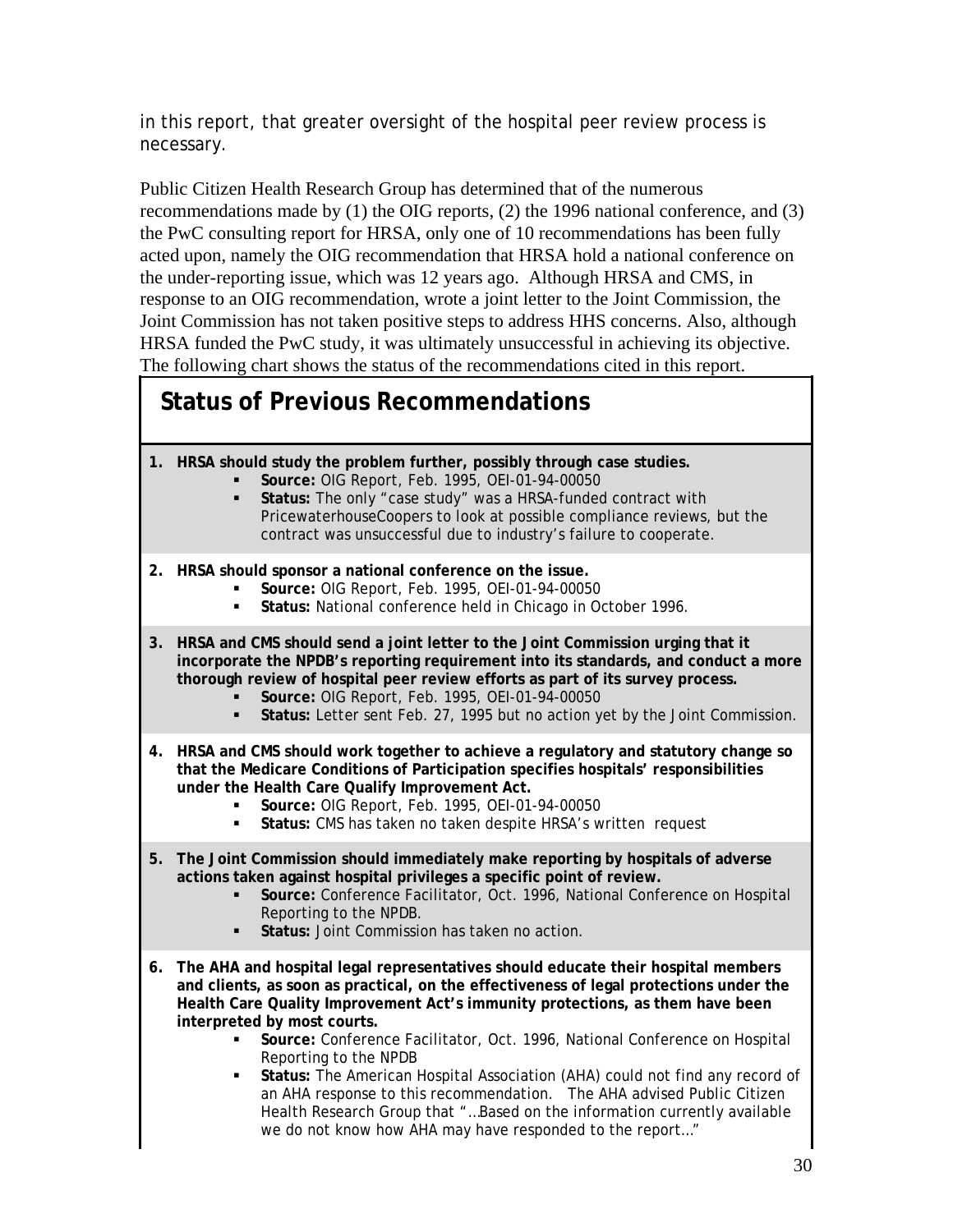in this report, that greater oversight of the hospital peer review process is necessary.

Public Citizen Health Research Group has determined that of the numerous recommendations made by (1) the OIG reports, (2) the 1996 national conference, and (3) the PwC consulting report for HRSA, only one of 10 recommendations has been fully acted upon, namely the OIG recommendation that HRSA hold a national conference on the under-reporting issue, which was 12 years ago. Although HRSA and CMS, in response to an OIG recommendation, wrote a joint letter to the Joint Commission, the Joint Commission has not taken positive steps to address HHS concerns. Also, although HRSA funded the PwC study, it was ultimately unsuccessful in achieving its objective. The following chart shows the status of the recommendations cited in this report.

## Status of Previous Recommendations

1. **HRSA should study the problem further, possibly through case studies.**
   - **Source:** OIG Report, Feb. 1995, OEI-01-94-00050
   - **Status:** The only "case study" was a HRSA-funded contract with PricewaterhouseCoopers to look at possible compliance reviews, but the contract was unsuccessful due to industry's failure to cooperate.

2. **HRSA should sponsor a national conference on the issue.**
   - **Source:** OIG Report, Feb. 1995, OEI-01-94-00050
   - **Status:** National conference held in Chicago in October 1996.

3. **HRSA and CMS should send a joint letter to the Joint Commission urging that it incorporate the NPDB's reporting requirement into its standards, and conduct a more thorough review of hospital peer review efforts as part of its survey process.**
   - **Source:** OIG Report, Feb. 1995, OEI-01-94-00050
   - **Status:** Letter sent Feb. 27, 1995 but no action yet by the Joint Commission.

4. **HRSA and CMS should work together to achieve a regulatory and statutory change so that the Medicare Conditions of Participation specifies hospitals' responsibilities under the Health Care Qualify Improvement Act.**
   - **Source:** OIG Report, Feb. 1995, OEI-01-94-00050
   - **Status:** CMS has taken no taken despite HRSA's written request

5. **The Joint Commission should immediately make reporting by hospitals of adverse actions taken against hospital privileges a specific point of review.**
   - **Source:** Conference Facilitator, Oct. 1996, National Conference on Hospital Reporting to the NPDB.
   - **Status:** Joint Commission has taken no action.

6. **The AHA and hospital legal representatives should educate their hospital members and clients, as soon as practical, on the effectiveness of legal protections under the Health Care Quality Improvement Act's immunity protections, as them have been interpreted by most courts.**
   - **Source:** Conference Facilitator, Oct. 1996, National Conference on Hospital Reporting to the NPDB
   - **Status:** The American Hospital Association (AHA) could not find any record of an AHA response to this recommendation. The AHA advised Public Citizen Health Research Group that "…Based on the information currently available we do not know how AHA may have responded to the report…"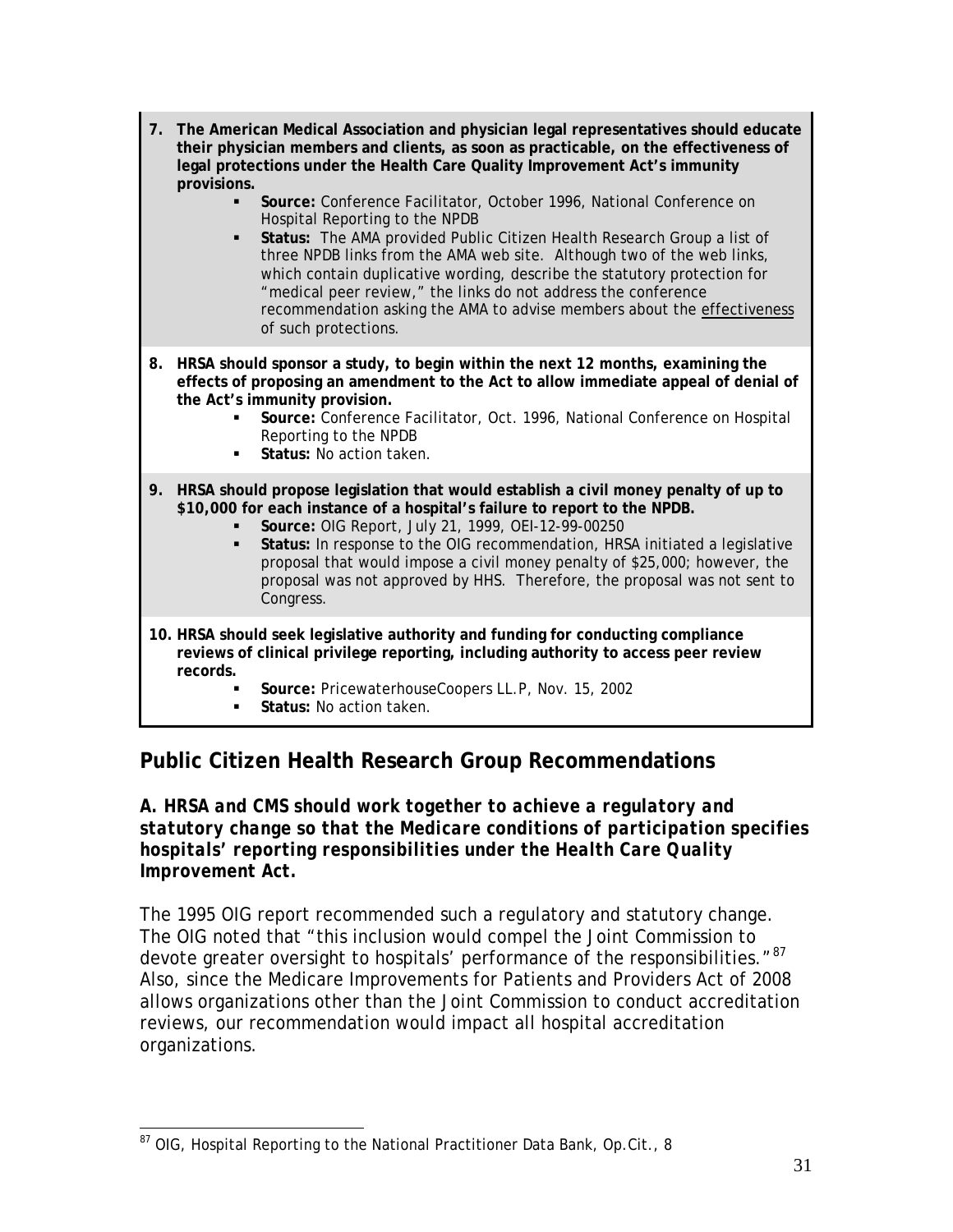7. **The American Medical Association and physician legal representatives should educate their physician members and clients, as soon as practicable, on the effectiveness of legal protections under the Health Care Quality Improvement Act's immunity provisions.**
   - **Source:** Conference Facilitator, October 1996, National Conference on Hospital Reporting to the NPDB
   - **Status:** The AMA provided Public Citizen Health Research Group a list of three NPDB links from the AMA web site. Although two of the web links, which contain duplicative wording, describe the statutory protection for "medical peer review," the links do not address the conference recommendation asking the AMA to advise members about the effectiveness of such protections.

8. **HRSA should sponsor a study, to begin within the next 12 months, examining the effects of proposing an amendment to the Act to allow immediate appeal of denial of the Act's immunity provision.**
   - **Source:** Conference Facilitator, Oct. 1996, National Conference on Hospital Reporting to the NPDB
   - **Status:** No action taken.

9. **HRSA should propose legislation that would establish a civil money penalty of up to $10,000 for each instance of a hospital's failure to report to the NPDB.**
   - **Source:** OIG Report, July 21, 1999, OEI-12-99-00250
   - **Status:** In response to the OIG recommendation, HRSA initiated a legislative proposal that would impose a civil money penalty of $25,000; however, the proposal was not approved by HHS. Therefore, the proposal was not sent to Congress.

10. **HRSA should seek legislative authority and funding for conducting compliance reviews of clinical privilege reporting, including authority to access peer review records.**
    - **Source:** PricewaterhouseCoopers LL.P, Nov. 15, 2002
    - **Status:** No action taken.

## Public Citizen Health Research Group Recommendations

### *A. HRSA and CMS should work together to achieve a regulatory and statutory change so that the Medicare conditions of participation specifies hospitals' reporting responsibilities under the Health Care Quality Improvement Act.*

The 1995 OIG report recommended such a regulatory and statutory change. The OIG noted that "this inclusion would compel the Joint Commission to devote greater oversight to hospitals' performance of the responsibilities."[87] Also, since the Medicare Improvements for Patients and Providers Act of 2008 allows organizations other than the Joint Commission to conduct accreditation reviews, our recommendation would impact all hospital accreditation organizations.

[87] OIG, Hospital Reporting to the National Practitioner Data Bank, Op.Cit., 8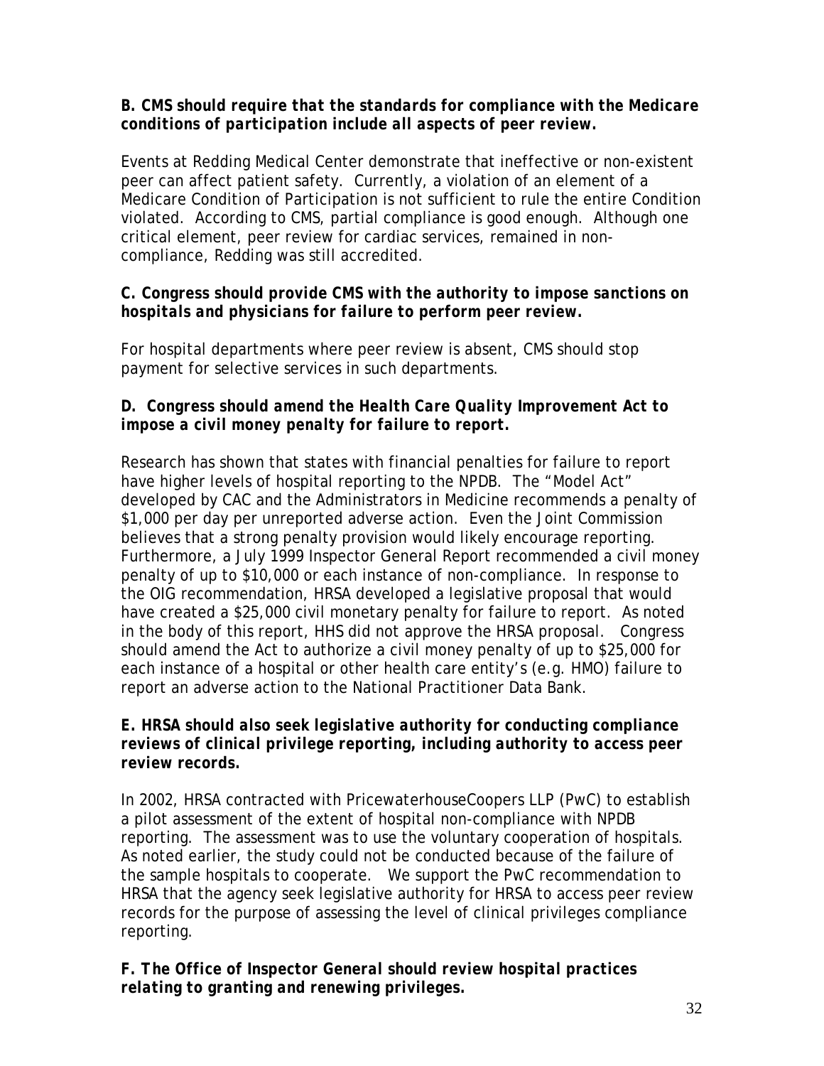**_B. CMS should require that the standards for compliance with the Medicare conditions of participation include all aspects of peer review._**

Events at Redding Medical Center demonstrate that ineffective or non-existent peer can affect patient safety. Currently, a violation of an element of a Medicare Condition of Participation is not sufficient to rule the entire Condition violated. According to CMS, partial compliance is good enough. Although one critical element, peer review for cardiac services, remained in non-compliance, Redding was still accredited.

**_C. Congress should provide CMS with the authority to impose sanctions on hospitals and physicians for failure to perform peer review._**

For hospital departments where peer review is absent, CMS should stop payment for selective services in such departments.

**_D. Congress should amend the Health Care Quality Improvement Act to impose a civil money penalty for failure to report._**

Research has shown that states with financial penalties for failure to report have higher levels of hospital reporting to the NPDB. The "Model Act" developed by CAC and the Administrators in Medicine recommends a penalty of $1,000 per day per unreported adverse action. Even the Joint Commission believes that a strong penalty provision would likely encourage reporting. Furthermore, a July 1999 Inspector General Report recommended a civil money penalty of up to $10,000 or each instance of non-compliance. In response to the OIG recommendation, HRSA developed a legislative proposal that would have created a $25,000 civil monetary penalty for failure to report. As noted in the body of this report, HHS did not approve the HRSA proposal. Congress should amend the Act to authorize a civil money penalty of up to $25,000 for each instance of a hospital or other health care entity's (e.g. HMO) failure to report an adverse action to the National Practitioner Data Bank.

**_E. HRSA should also seek legislative authority for conducting compliance reviews of clinical privilege reporting, including authority to access peer review records._**

In 2002, HRSA contracted with PricewaterhouseCoopers LLP (PwC) to establish a pilot assessment of the extent of hospital non-compliance with NPDB reporting. The assessment was to use the voluntary cooperation of hospitals. As noted earlier, the study could not be conducted because of the failure of the sample hospitals to cooperate. We support the PwC recommendation to HRSA that the agency seek legislative authority for HRSA to access peer review records for the purpose of assessing the level of clinical privileges compliance reporting.

**_F. The Office of Inspector General should review hospital practices relating to granting and renewing privileges._**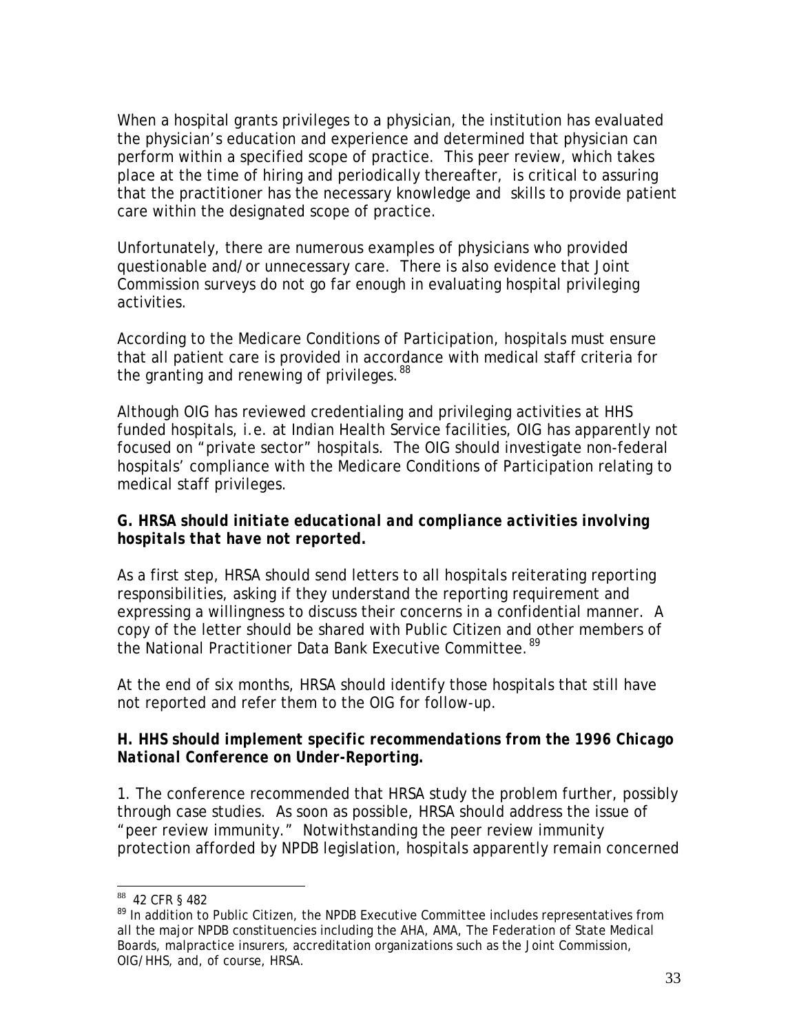When a hospital grants privileges to a physician, the institution has evaluated the physician's education and experience and determined that physician can perform within a specified scope of practice. This peer review, which takes place at the time of hiring and periodically thereafter, is critical to assuring that the practitioner has the necessary knowledge and skills to provide patient care within the designated scope of practice.

Unfortunately, there are numerous examples of physicians who provided questionable and/or unnecessary care. There is also evidence that Joint Commission surveys do not go far enough in evaluating hospital privileging activities.

According to the Medicare Conditions of Participation, hospitals must ensure that all patient care is provided in accordance with medical staff criteria for the granting and renewing of privileges.[88]

Although OIG has reviewed credentialing and privileging activities at HHS funded hospitals, i.e. at Indian Health Service facilities, OIG has apparently not focused on "private sector" hospitals. The OIG should investigate non-federal hospitals' compliance with the Medicare Conditions of Participation relating to medical staff privileges.

***G. HRSA should initiate educational and compliance activities involving hospitals that have not reported.***

As a first step, HRSA should send letters to all hospitals reiterating reporting responsibilities, asking if they understand the reporting requirement and expressing a willingness to discuss their concerns in a confidential manner. A copy of the letter should be shared with Public Citizen and other members of the National Practitioner Data Bank Executive Committee.[89]

At the end of six months, HRSA should identify those hospitals that still have not reported and refer them to the OIG for follow-up.

***H. HHS should implement specific recommendations from the 1996 Chicago National Conference on Under-Reporting.***

1. The conference recommended that HRSA study the problem further, possibly through case studies. As soon as possible, HRSA should address the issue of "peer review immunity." Notwithstanding the peer review immunity protection afforded by NPDB legislation, hospitals apparently remain concerned

---

[88] 42 CFR § 482

[89] In addition to Public Citizen, the NPDB Executive Committee includes representatives from all the major NPDB constituencies including the AHA, AMA, The Federation of State Medical Boards, malpractice insurers, accreditation organizations such as the Joint Commission, OIG/HHS, and, of course, HRSA.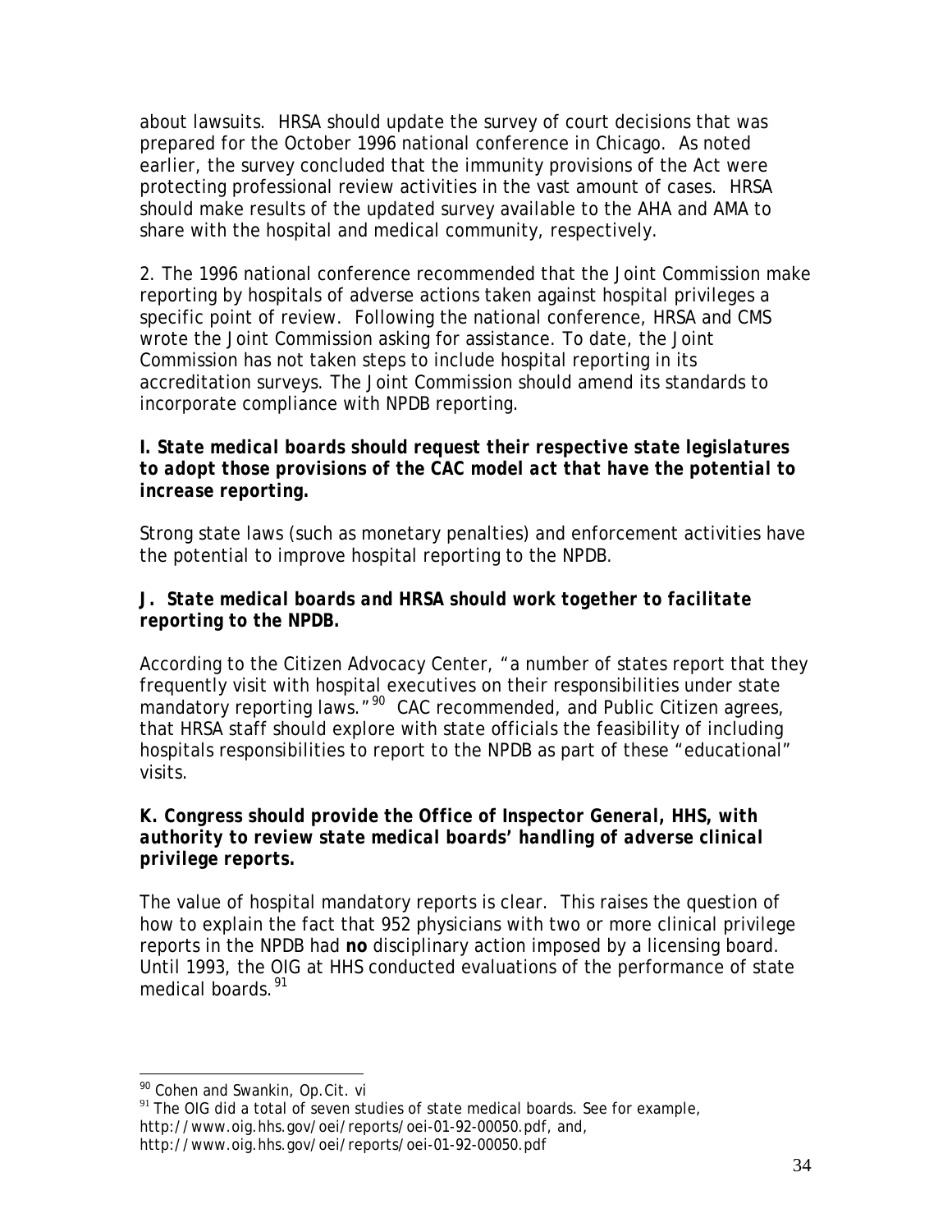about lawsuits. HRSA should update the survey of court decisions that was prepared for the October 1996 national conference in Chicago. As noted earlier, the survey concluded that the immunity provisions of the Act were protecting professional review activities in the vast amount of cases. HRSA should make results of the updated survey available to the AHA and AMA to share with the hospital and medical community, respectively.

2. The 1996 national conference recommended that the Joint Commission make reporting by hospitals of adverse actions taken against hospital privileges a specific point of review. Following the national conference, HRSA and CMS wrote the Joint Commission asking for assistance. To date, the Joint Commission has not taken steps to include hospital reporting in its accreditation surveys. The Joint Commission should amend its standards to incorporate compliance with NPDB reporting.

**I. *State medical boards should request their respective state legislatures to adopt those provisions of the CAC model act that have the potential to increase reporting.***

Strong state laws (such as monetary penalties) and enforcement activities have the potential to improve hospital reporting to the NPDB.

**J. *State medical boards and HRSA should work together to facilitate reporting to the NPDB.***

According to the Citizen Advocacy Center, "a number of states report that they frequently visit with hospital executives on their responsibilities under state mandatory reporting laws."[90] CAC recommended, and Public Citizen agrees, that HRSA staff should explore with state officials the feasibility of including hospitals responsibilities to report to the NPDB as part of these "educational" visits.

**K. *Congress should provide the Office of Inspector General, HHS, with authority to review state medical boards' handling of adverse clinical privilege reports.***

The value of hospital mandatory reports is clear. This raises the question of how to explain the fact that 952 physicians with two or more clinical privilege reports in the NPDB had **no** disciplinary action imposed by a licensing board. Until 1993, the OIG at HHS conducted evaluations of the performance of state medical boards.[91]

---

[90] Cohen and Swankin, Op.Cit. vi

[91] The OIG did a total of seven studies of state medical boards. See for example, http://www.oig.hhs.gov/oei/reports/oei-01-92-00050.pdf, and, http://www.oig.hhs.gov/oei/reports/oei-01-92-00050.pdf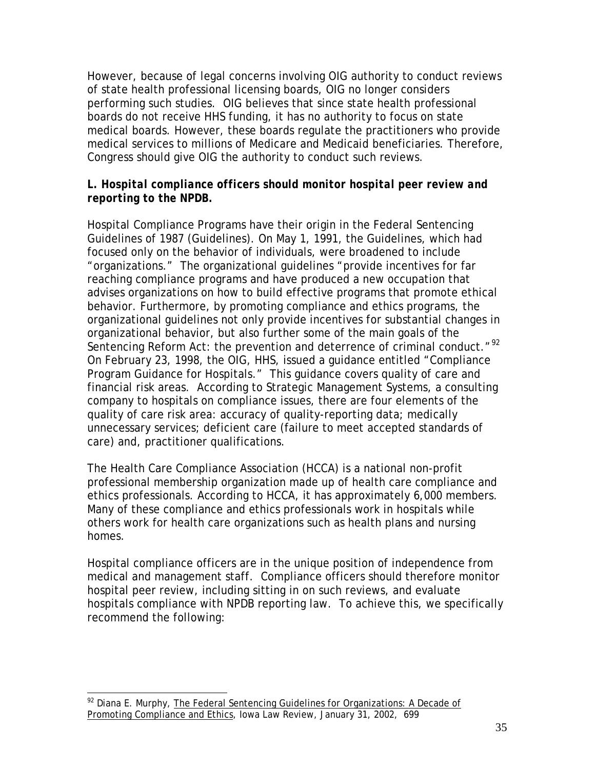However, because of legal concerns involving OIG authority to conduct reviews of state health professional licensing boards, OIG no longer considers performing such studies. OIG believes that since state health professional boards do not receive HHS funding, it has no authority to focus on state medical boards. However, these boards regulate the practitioners who provide medical services to millions of Medicare and Medicaid beneficiaries. Therefore, Congress should give OIG the authority to conduct such reviews.

***L. Hospital compliance officers should monitor hospital peer review and reporting to the NPDB.***

Hospital Compliance Programs have their origin in the Federal Sentencing Guidelines of 1987 (Guidelines). On May 1, 1991, the Guidelines, which had focused only on the behavior of individuals, were broadened to include "organizations." The organizational guidelines "provide incentives for far reaching compliance programs and have produced a new occupation that advises organizations on how to build effective programs that promote ethical behavior. Furthermore, by promoting compliance and ethics programs, the organizational guidelines not only provide incentives for substantial changes in organizational behavior, but also further some of the main goals of the Sentencing Reform Act: the prevention and deterrence of criminal conduct."[92] On February 23, 1998, the OIG, HHS, issued a guidance entitled "Compliance Program Guidance for Hospitals." This guidance covers quality of care and financial risk areas. According to Strategic Management Systems, a consulting company to hospitals on compliance issues, there are four elements of the quality of care risk area: accuracy of quality-reporting data; medically unnecessary services; deficient care (failure to meet accepted standards of care) and, practitioner qualifications.

The Health Care Compliance Association (HCCA) is a national non-profit professional membership organization made up of health care compliance and ethics professionals. According to HCCA, it has approximately 6,000 members. Many of these compliance and ethics professionals work in hospitals while others work for health care organizations such as health plans and nursing homes.

Hospital compliance officers are in the unique position of independence from medical and management staff. Compliance officers should therefore monitor hospital peer review, including sitting in on such reviews, and evaluate hospitals compliance with NPDB reporting law. To achieve this, we specifically recommend the following:

---

[92] Diana E. Murphy, The Federal Sentencing Guidelines for Organizations: A Decade of Promoting Compliance and Ethics, Iowa Law Review, January 31, 2002, 699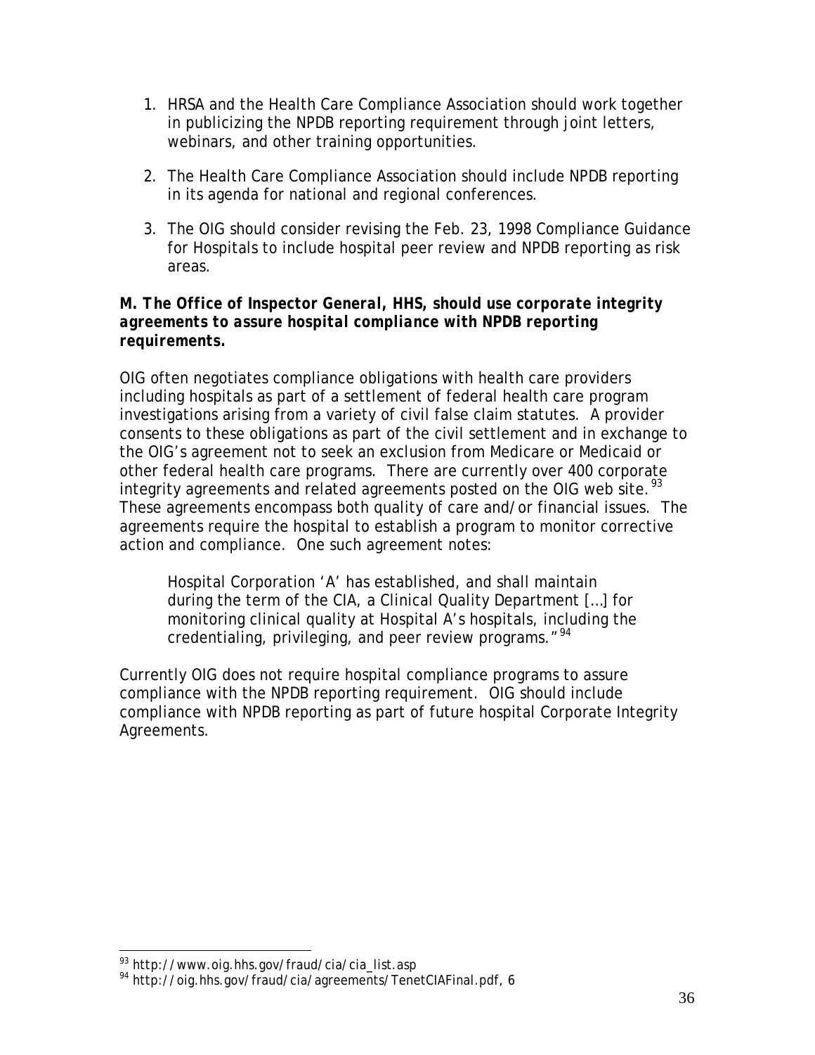1. HRSA and the Health Care Compliance Association should work together in publicizing the NPDB reporting requirement through joint letters, webinars, and other training opportunities.

2. The Health Care Compliance Association should include NPDB reporting in its agenda for national and regional conferences.

3. The OIG should consider revising the Feb. 23, 1998 Compliance Guidance for Hospitals to include hospital peer review and NPDB reporting as risk areas.

***M. The Office of Inspector General, HHS, should use corporate integrity agreements to assure hospital compliance with NPDB reporting requirements.***

OIG often negotiates compliance obligations with health care providers including hospitals as part of a settlement of federal health care program investigations arising from a variety of civil false claim statutes. A provider consents to these obligations as part of the civil settlement and in exchange to the OIG's agreement not to seek an exclusion from Medicare or Medicaid or other federal health care programs. There are currently over 400 corporate integrity agreements and related agreements posted on the OIG web site.[93] These agreements encompass both quality of care and/or financial issues. The agreements require the hospital to establish a program to monitor corrective action and compliance. One such agreement notes:

> Hospital Corporation 'A' has established, and shall maintain during the term of the CIA, a Clinical Quality Department [...] for monitoring clinical quality at Hospital A's hospitals, including the credentialing, privileging, and peer review programs."[94]

Currently OIG does not require hospital compliance programs to assure compliance with the NPDB reporting requirement. OIG should include compliance with NPDB reporting as part of future hospital Corporate Integrity Agreements.

[93] http://www.oig.hhs.gov/fraud/cia/cia_list.asp

[94] http://oig.hhs.gov/fraud/cia/agreements/TenetCIAFinal.pdf, 6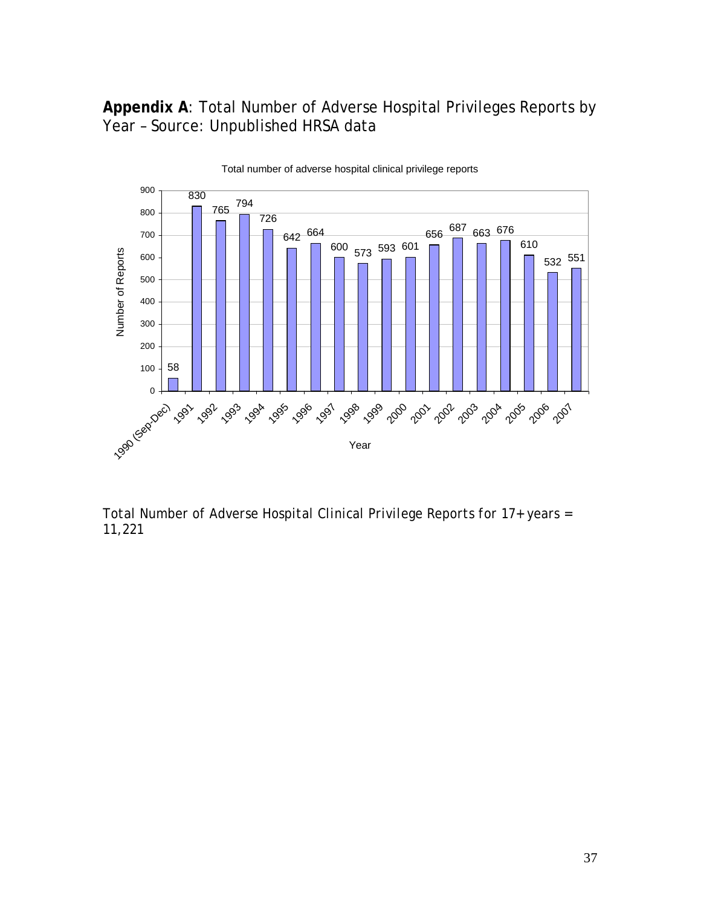**Appendix A**: Total Number of Adverse Hospital Privileges Reports by Year – Source: Unpublished HRSA data

Total number of adverse hospital clinical privilege reports

Number of Reports

900
800
700
600
500
400
300
200
100
0

58
830
765
794
726
642
664
600
573
593
601
656
687
663
676
610
532
551

1990 (Sep-Dec)
1991
1992
1993
1994
1995
1996
1997
1998
1999
2000
2001
2002
2003
2004
2005
2006
2007

Year

Total Number of Adverse Hospital Clinical Privilege Reports for 17+ years = 11,221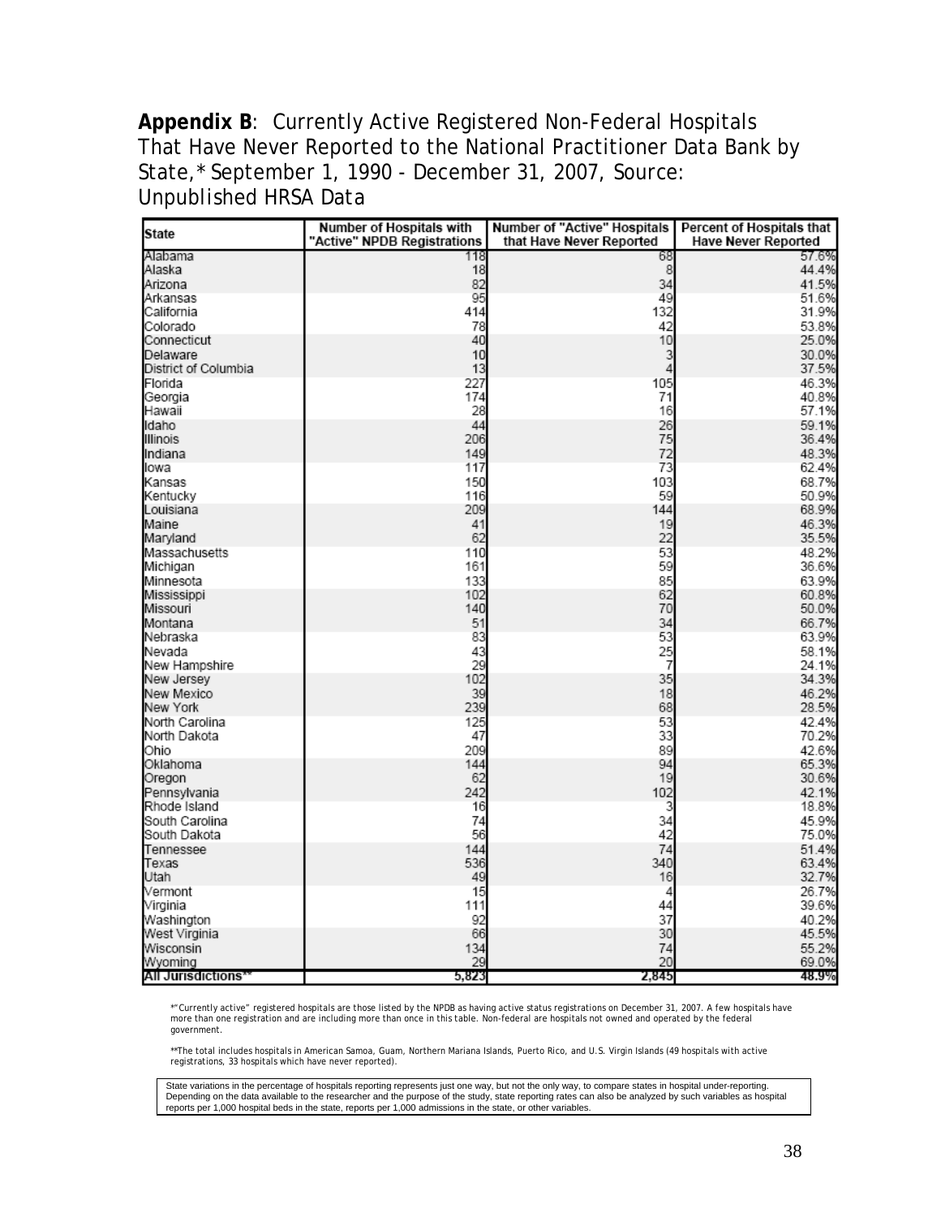**Appendix B**: Currently Active Registered Non-Federal Hospitals That Have Never Reported to the National Practitioner Data Bank by State,* September 1, 1990 - December 31, 2007, Source: Unpublished HRSA Data

| State | Number of Hospitals with "Active" NPDB Registrations | Number of "Active" Hospitals that Have Never Reported | Percent of Hospitals that Have Never Reported |
|---|---|---|---|
| Alabama | 118 | 68 | 57.6% |
| Alaska | 18 | 8 | 44.4% |
| Arizona | 82 | 34 | 41.5% |
| Arkansas | 95 | 49 | 51.6% |
| California | 414 | 132 | 31.9% |
| Colorado | 78 | 42 | 53.8% |
| Connecticut | 40 | 10 | 25.0% |
| Delaware | 10 | 3 | 30.0% |
| District of Columbia | 13 | 4 | 37.5% |
| Florida | 227 | 105 | 46.3% |
| Georgia | 174 | 71 | 40.8% |
| Hawaii | 28 | 16 | 57.1% |
| Idaho | 44 | 26 | 59.1% |
| Illinois | 206 | 75 | 36.4% |
| Indiana | 149 | 72 | 48.3% |
| Iowa | 117 | 73 | 62.4% |
| Kansas | 150 | 103 | 68.7% |
| Kentucky | 116 | 59 | 50.9% |
| Louisiana | 209 | 144 | 68.9% |
| Maine | 41 | 19 | 46.3% |
| Maryland | 62 | 22 | 35.5% |
| Massachusetts | 110 | 53 | 48.2% |
| Michigan | 161 | 59 | 36.6% |
| Minnesota | 133 | 85 | 63.9% |
| Mississippi | 102 | 62 | 60.8% |
| Missouri | 140 | 70 | 50.0% |
| Montana | 51 | 34 | 66.7% |
| Nebraska | 83 | 53 | 63.9% |
| Nevada | 43 | 25 | 58.1% |
| New Hampshire | 29 | 7 | 24.1% |
| New Jersey | 102 | 35 | 34.3% |
| New Mexico | 39 | 18 | 46.2% |
| New York | 239 | 68 | 28.5% |
| North Carolina | 125 | 53 | 42.4% |
| North Dakota | 47 | 33 | 70.2% |
| Ohio | 209 | 89 | 42.6% |
| Oklahoma | 144 | 94 | 65.3% |
| Oregon | 62 | 19 | 30.6% |
| Pennsylvania | 242 | 102 | 42.1% |
| Rhode Island | 16 | 3 | 18.8% |
| South Carolina | 74 | 34 | 45.9% |
| South Dakota | 56 | 42 | 75.0% |
| Tennessee | 144 | 74 | 51.4% |
| Texas | 536 | 340 | 63.4% |
| Utah | 49 | 16 | 32.7% |
| Vermont | 15 | 4 | 26.7% |
| Virginia | 111 | 44 | 39.6% |
| Washington | 92 | 37 | 40.2% |
| West Virginia | 66 | 30 | 45.5% |
| Wisconsin | 134 | 74 | 55.2% |
| Wyoming | 29 | 20 | 69.0% |
| All Jurisdictions** | 5,823 | 2,845 | 48.9% |

*"Currently active" registered hospitals are those listed by the NPDB as having active status registrations on December 31, 2007. A few hospitals have more than one registration and are including more than once in this table. Non-federal are hospitals not owned and operated by the federal government.

**The total includes hospitals in American Samoa, Guam, Northern Mariana Islands, Puerto Rico, and U.S. Virgin Islands (49 hospitals with active registrations, 33 hospitals which have never reported).

State variations in the percentage of hospitals reporting represents just one way, but not the only way, to compare states in hospital under-reporting. Depending on the data available to the researcher and the purpose of the study, state reporting rates can also be analyzed by such variables as hospital reports per 1,000 hospital beds in the state, reports per 1,000 admissions in the state, or other variables.